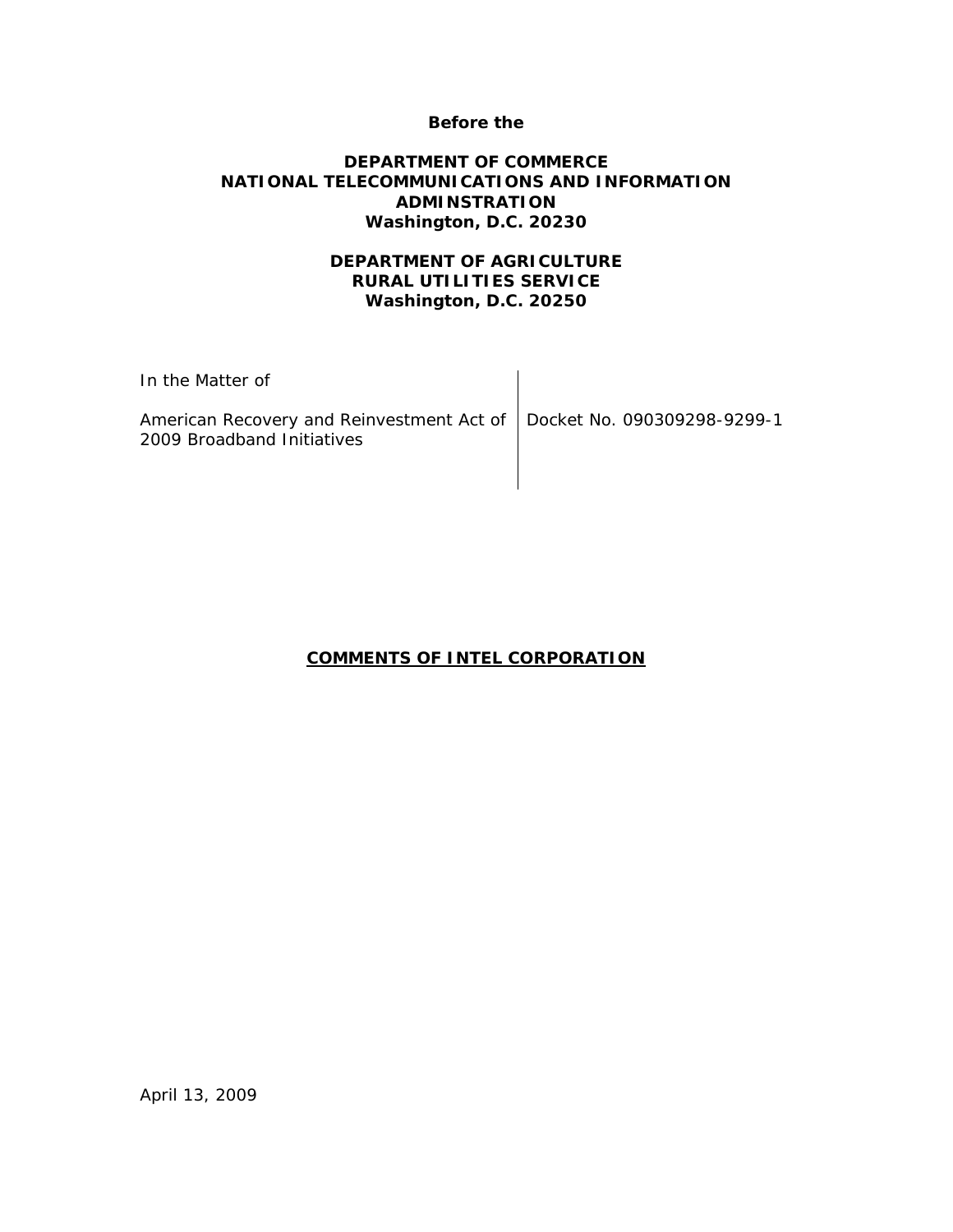**Before the**

**DEPARTMENT OF COMMERCE**
**NATIONAL TELECOMMUNICATIONS AND INFORMATION ADMINSTRATION**
**Washington, D.C. 20230**

**DEPARTMENT OF AGRICULTURE**
**RURAL UTILITIES SERVICE**
**Washington, D.C. 20250**

| In the Matter of | |
|---|---|
| American Recovery and Reinvestment Act of 2009 Broadband Initiatives | Docket No. 090309298-9299-1 |

**<u>COMMENTS OF INTEL CORPORATION</u>**

April 13, 2009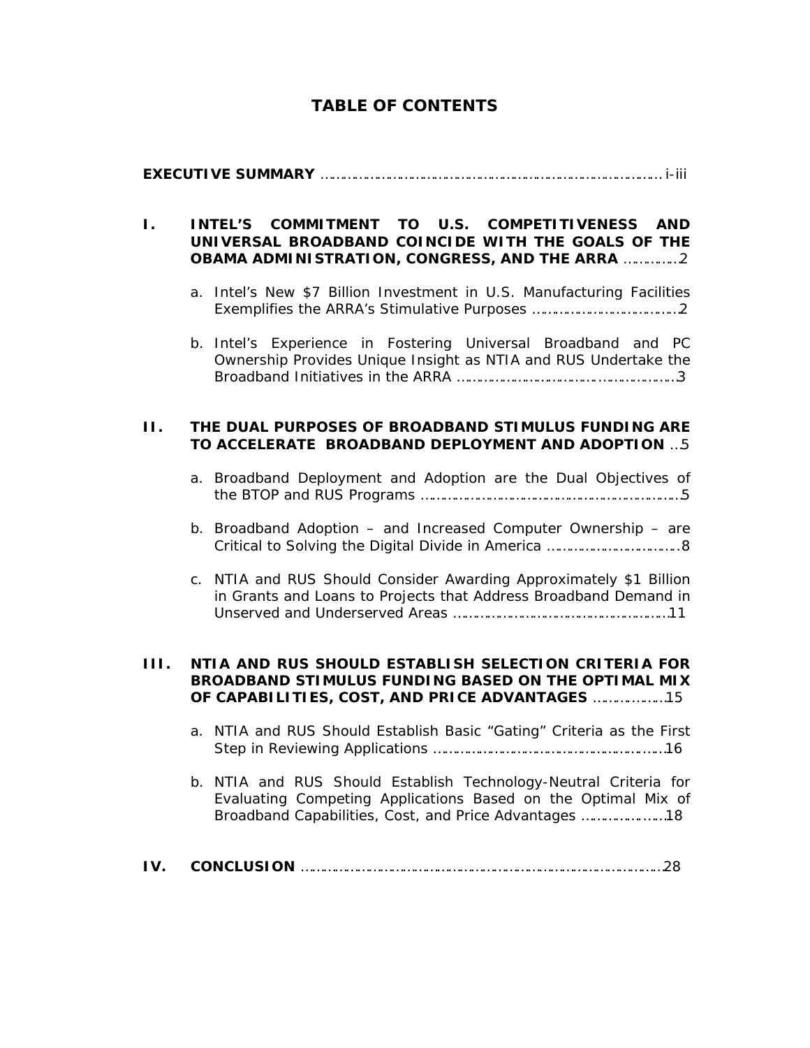# TABLE OF CONTENTS

**EXECUTIVE SUMMARY** ........................................................................................ i-iii

**I. INTEL'S COMMITMENT TO U.S. COMPETITIVENESS AND UNIVERSAL BROADBAND COINCIDE WITH THE GOALS OF THE OBAMA ADMINISTRATION, CONGRESS, AND THE ARRA** ..............2

a. Intel's New $7 Billion Investment in U.S. Manufacturing Facilities Exemplifies the ARRA's Stimulative Purposes ....................................2

b. Intel's Experience in Fostering Universal Broadband and PC Ownership Provides Unique Insight as NTIA and RUS Undertake the Broadband Initiatives in the ARRA .....................................................3

**II. THE DUAL PURPOSES OF BROADBAND STIMULUS FUNDING ARE TO ACCELERATE BROADBAND DEPLOYMENT AND ADOPTION** ...5

a. Broadband Deployment and Adoption are the Dual Objectives of the BTOP and RUS Programs ...............................................................5

b. Broadband Adoption – and Increased Computer Ownership – are Critical to Solving the Digital Divide in America ..................................8

c. NTIA and RUS Should Consider Awarding Approximately $1 Billion in Grants and Loans to Projects that Address Broadband Demand in Unserved and Underserved Areas ....................................................11

**III. NTIA AND RUS SHOULD ESTABLISH SELECTION CRITERIA FOR BROADBAND STIMULUS FUNDING BASED ON THE OPTIMAL MIX OF CAPABILITIES, COST, AND PRICE ADVANTAGES** ..................15

a. NTIA and RUS Should Establish Basic "Gating" Criteria as the First Step in Reviewing Applications ........................................................16

b. NTIA and RUS Should Establish Technology-Neutral Criteria for Evaluating Competing Applications Based on the Optimal Mix of Broadband Capabilities, Cost, and Price Advantages .....................18

**IV. CONCLUSION** ............................................................................................28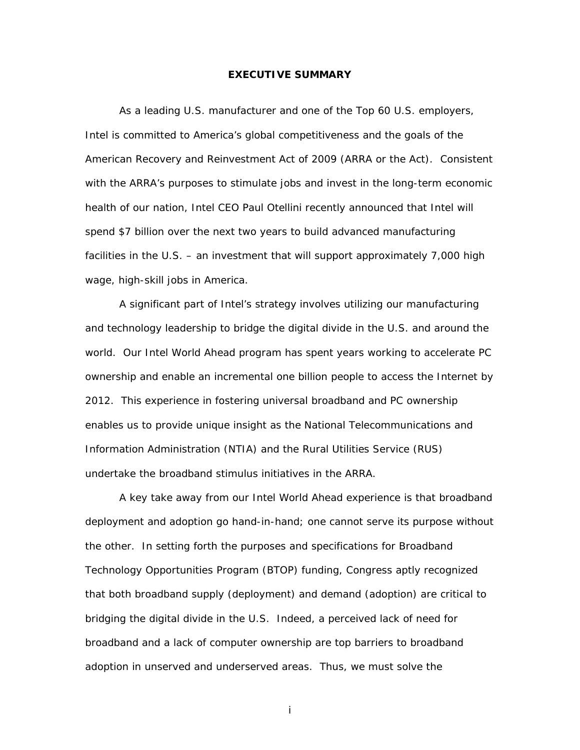## EXECUTIVE SUMMARY

As a leading U.S. manufacturer and one of the Top 60 U.S. employers, Intel is committed to America's global competitiveness and the goals of the American Recovery and Reinvestment Act of 2009 (ARRA or the Act). Consistent with the ARRA's purposes to stimulate jobs and invest in the long-term economic health of our nation, Intel CEO Paul Otellini recently announced that Intel will spend $7 billion over the next two years to build advanced manufacturing facilities in the U.S. – an investment that will support approximately 7,000 high wage, high-skill jobs in America.

A significant part of Intel's strategy involves utilizing our manufacturing and technology leadership to bridge the digital divide in the U.S. and around the world. Our Intel World Ahead program has spent years working to accelerate PC ownership and enable an incremental one billion people to access the Internet by 2012. This experience in fostering universal broadband and PC ownership enables us to provide unique insight as the National Telecommunications and Information Administration (NTIA) and the Rural Utilities Service (RUS) undertake the broadband stimulus initiatives in the ARRA.

A key take away from our Intel World Ahead experience is that broadband deployment and adoption go hand-in-hand; one cannot serve its purpose without the other. In setting forth the purposes and specifications for Broadband Technology Opportunities Program (BTOP) funding, Congress aptly recognized that both broadband supply (deployment) and demand (adoption) are critical to bridging the digital divide in the U.S. Indeed, a perceived lack of need for broadband and a lack of computer ownership are top barriers to broadband adoption in unserved and underserved areas. Thus, we must solve the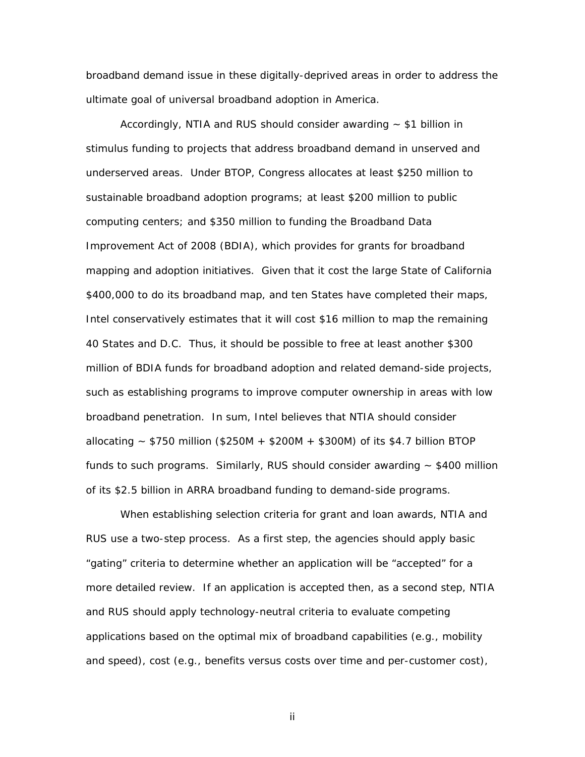broadband demand issue in these digitally-deprived areas in order to address the ultimate goal of universal broadband adoption in America.

Accordingly, NTIA and RUS should consider awarding ~ $1 billion in stimulus funding to projects that address broadband demand in unserved and underserved areas. Under BTOP, Congress allocates at least $250 million to sustainable broadband adoption programs; at least $200 million to public computing centers; and $350 million to funding the Broadband Data Improvement Act of 2008 (BDIA), which provides for grants for broadband mapping and adoption initiatives. Given that it cost the large State of California $400,000 to do its broadband map, and ten States have completed their maps, Intel conservatively estimates that it will cost $16 million to map the remaining 40 States and D.C. Thus, it should be possible to free at least another $300 million of BDIA funds for broadband adoption and related demand-side projects, such as establishing programs to improve computer ownership in areas with low broadband penetration. In sum, Intel believes that NTIA should consider allocating ~ $750 million ($250M + $200M + $300M) of its $4.7 billion BTOP funds to such programs. Similarly, RUS should consider awarding ~ $400 million of its $2.5 billion in ARRA broadband funding to demand-side programs.

When establishing selection criteria for grant and loan awards, NTIA and RUS use a two-step process. As a first step, the agencies should apply basic "gating" criteria to determine whether an application will be "accepted" for a more detailed review. If an application is accepted then, as a second step, NTIA and RUS should apply technology-neutral criteria to evaluate competing applications based on the optimal mix of broadband capabilities (e.g., mobility and speed), cost (e.g., benefits versus costs over time and per-customer cost),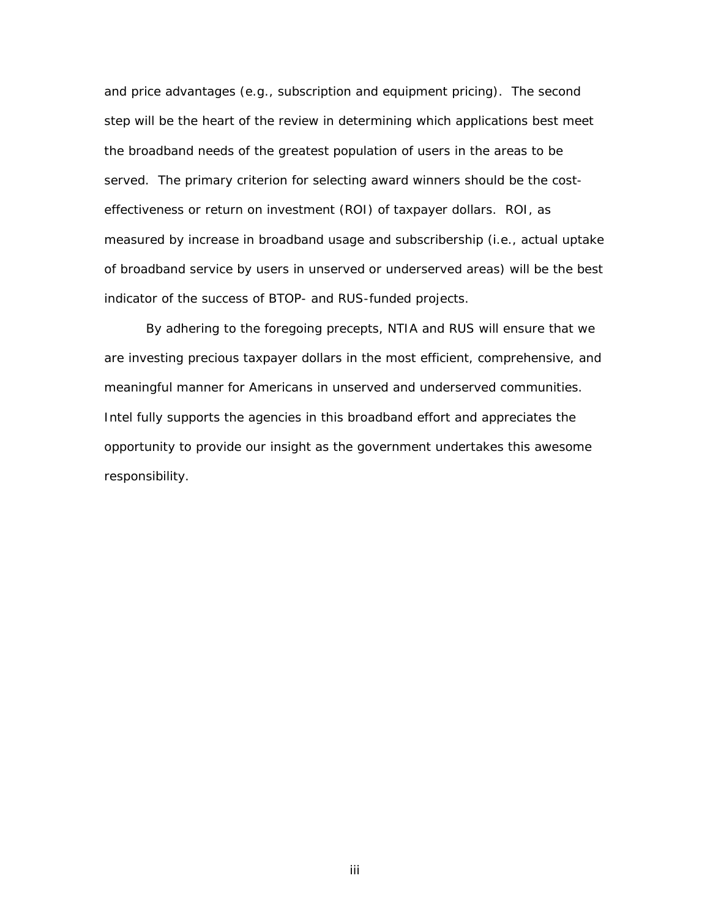and price advantages (e.g., subscription and equipment pricing). The second step will be the heart of the review in determining which applications best meet the broadband needs of the greatest population of users in the areas to be served. The primary criterion for selecting award winners should be the cost-effectiveness or return on investment (ROI) of taxpayer dollars. ROI, as measured by increase in broadband usage and subscribership (i.e., actual uptake of broadband service by users in unserved or underserved areas) will be the best indicator of the success of BTOP- and RUS-funded projects.

By adhering to the foregoing precepts, NTIA and RUS will ensure that we are investing precious taxpayer dollars in the most efficient, comprehensive, and meaningful manner for Americans in unserved and underserved communities. Intel fully supports the agencies in this broadband effort and appreciates the opportunity to provide our insight as the government undertakes this awesome responsibility.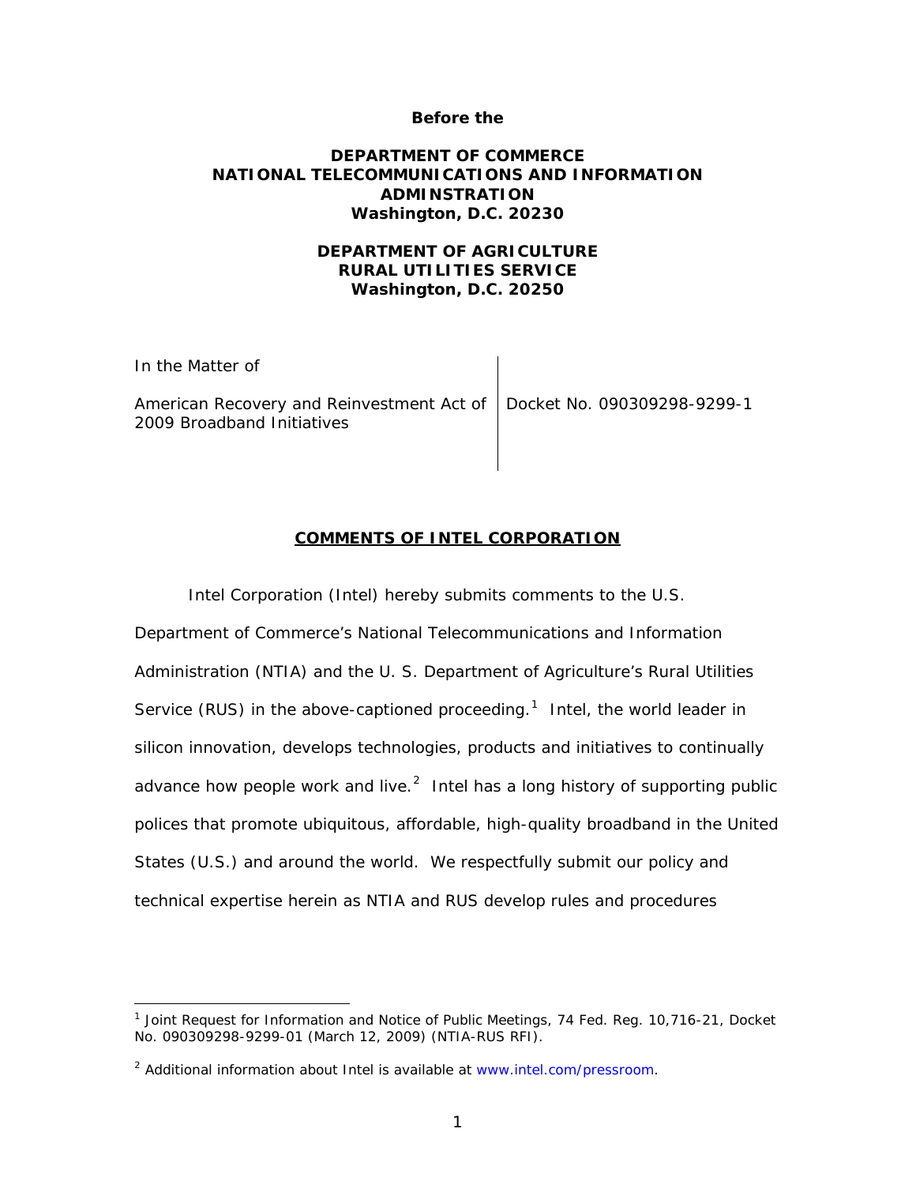**Before the**

**DEPARTMENT OF COMMERCE**
**NATIONAL TELECOMMUNICATIONS AND INFORMATION ADMINSTRATION**
**Washington, D.C. 20230**

**DEPARTMENT OF AGRICULTURE**
**RURAL UTILITIES SERVICE**
**Washington, D.C. 20250**

| In the Matter of<br><br>American Recovery and Reinvestment Act of 2009 Broadband Initiatives | Docket No. 090309298-9299-1 |
|---|---|

## COMMENTS OF INTEL CORPORATION

Intel Corporation (Intel) hereby submits comments to the U.S. Department of Commerce's National Telecommunications and Information Administration (NTIA) and the U. S. Department of Agriculture's Rural Utilities Service (RUS) in the above-captioned proceeding.[1] Intel, the world leader in silicon innovation, develops technologies, products and initiatives to continually advance how people work and live.[2] Intel has a long history of supporting public polices that promote ubiquitous, affordable, high-quality broadband in the United States (U.S.) and around the world. We respectfully submit our policy and technical expertise herein as NTIA and RUS develop rules and procedures

---

[1] Joint Request for Information and Notice of Public Meetings, 74 Fed. Reg. 10,716-21, Docket No. 090309298-9299-01 (March 12, 2009) (NTIA-RUS RFI).

[2] Additional information about Intel is available at www.intel.com/pressroom.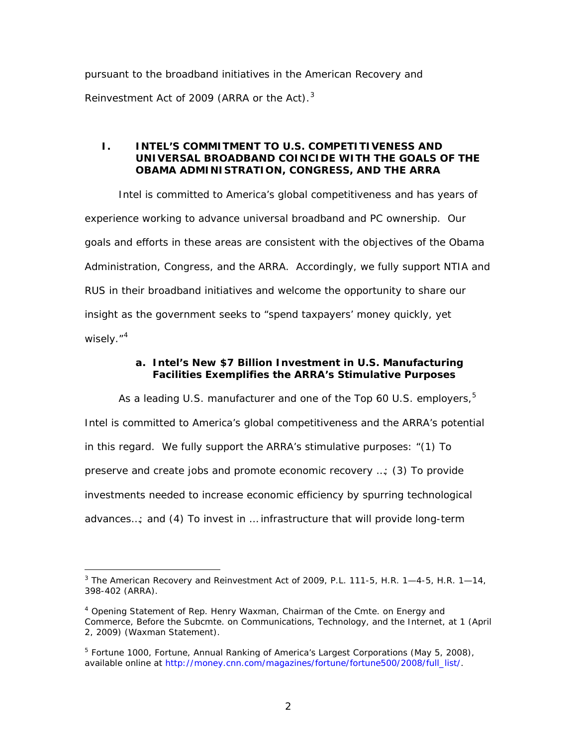pursuant to the broadband initiatives in the American Recovery and Reinvestment Act of 2009 (ARRA or the Act).[3]

## I. INTEL'S COMMITMENT TO U.S. COMPETITIVENESS AND UNIVERSAL BROADBAND COINCIDE WITH THE GOALS OF THE OBAMA ADMINISTRATION, CONGRESS, AND THE ARRA

Intel is committed to America's global competitiveness and has years of experience working to advance universal broadband and PC ownership. Our goals and efforts in these areas are consistent with the objectives of the Obama Administration, Congress, and the ARRA. Accordingly, we fully support NTIA and RUS in their broadband initiatives and welcome the opportunity to share our insight as the government seeks to "spend taxpayers' money quickly, yet wisely."[4]

### a. Intel's New $7 Billion Investment in U.S. Manufacturing Facilities Exemplifies the ARRA's Stimulative Purposes

As a leading U.S. manufacturer and one of the Top 60 U.S. employers,[5] Intel is committed to America's global competitiveness and the ARRA's potential in this regard. We fully support the ARRA's stimulative purposes: "(1) To preserve and create jobs and promote economic recovery …; (3) To provide investments needed to increase economic efficiency by spurring technological advances…; and (4) To invest in … infrastructure that will provide long-term

---

[3] The American Recovery and Reinvestment Act of 2009, P.L. 111-5, H.R. 1—4-5, H.R. 1—14, 398-402 (ARRA).

[4] Opening Statement of Rep. Henry Waxman, Chairman of the Cmte. on Energy and Commerce, Before the Subcmte. on Communications, Technology, and the Internet, at 1 (April 2, 2009) (Waxman Statement).

[5] Fortune 1000, Fortune, Annual Ranking of America's Largest Corporations (May 5, 2008), available online at http://money.cnn.com/magazines/fortune/fortune500/2008/full_list/.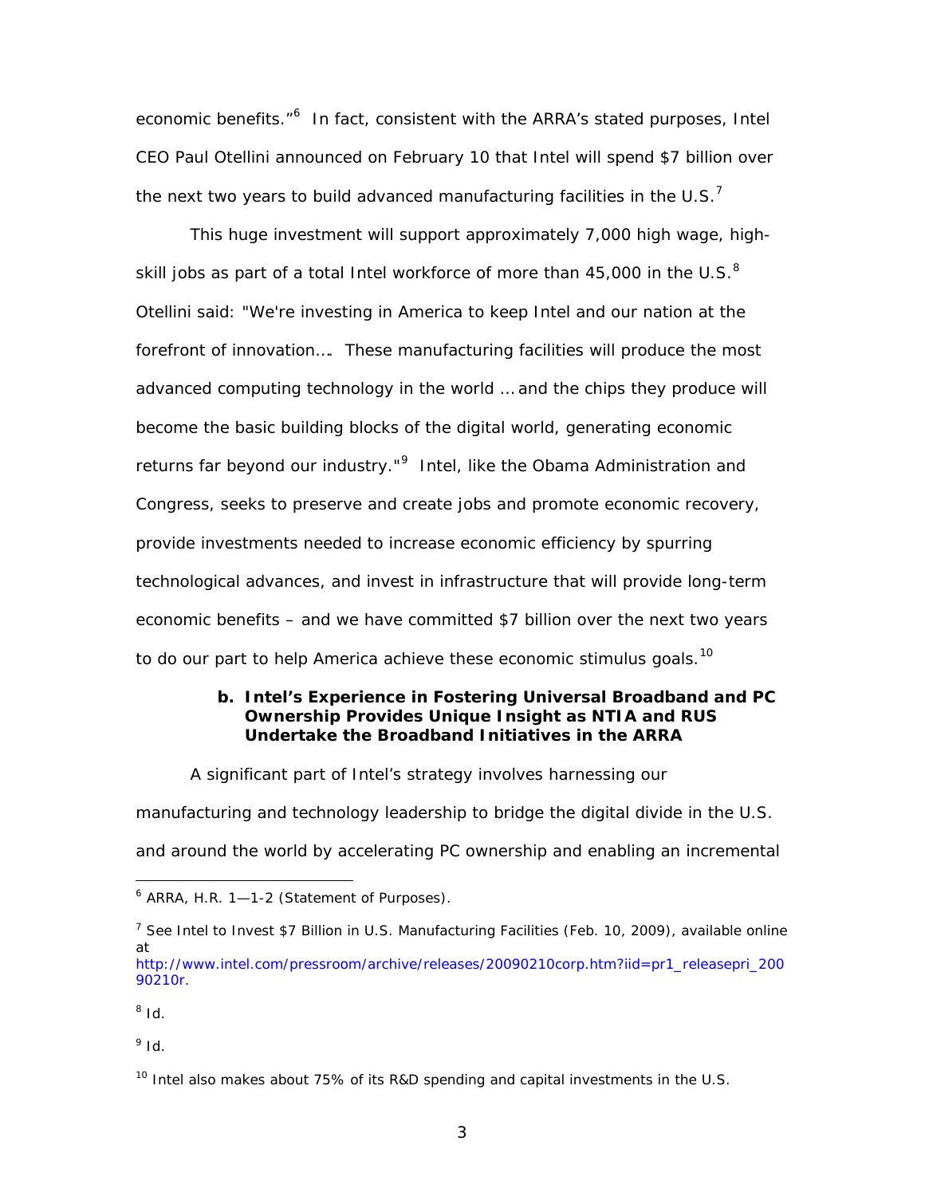economic benefits."[6] In fact, consistent with the ARRA's stated purposes, Intel CEO Paul Otellini announced on February 10 that Intel will spend $7 billion over the next two years to build advanced manufacturing facilities in the U.S.[7]

This huge investment will support approximately 7,000 high wage, high-skill jobs as part of a total Intel workforce of more than 45,000 in the U.S.[8] Otellini said: "We're investing in America to keep Intel and our nation at the forefront of innovation…. These manufacturing facilities will produce the most advanced computing technology in the world … and the chips they produce will become the basic building blocks of the digital world, generating economic returns far beyond our industry."[9] Intel, like the Obama Administration and Congress, seeks to preserve and create jobs and promote economic recovery, provide investments needed to increase economic efficiency by spurring technological advances, and invest in infrastructure that will provide long-term economic benefits – and we have committed $7 billion over the next two years to do our part to help America achieve these economic stimulus goals.[10]

### b. Intel's Experience in Fostering Universal Broadband and PC Ownership Provides Unique Insight as NTIA and RUS Undertake the Broadband Initiatives in the ARRA

A significant part of Intel's strategy involves harnessing our manufacturing and technology leadership to bridge the digital divide in the U.S. and around the world by accelerating PC ownership and enabling an incremental

---

[6] ARRA, H.R. 1—1-2 (Statement of Purposes).

[7] See Intel to Invest $7 Billion in U.S. Manufacturing Facilities (Feb. 10, 2009), available online at http://www.intel.com/pressroom/archive/releases/20090210corp.htm?iid=pr1_releasepri_20090210r.

[8] *Id.*

[9] *Id.*

[10] Intel also makes about 75% of its R&D spending and capital investments in the U.S.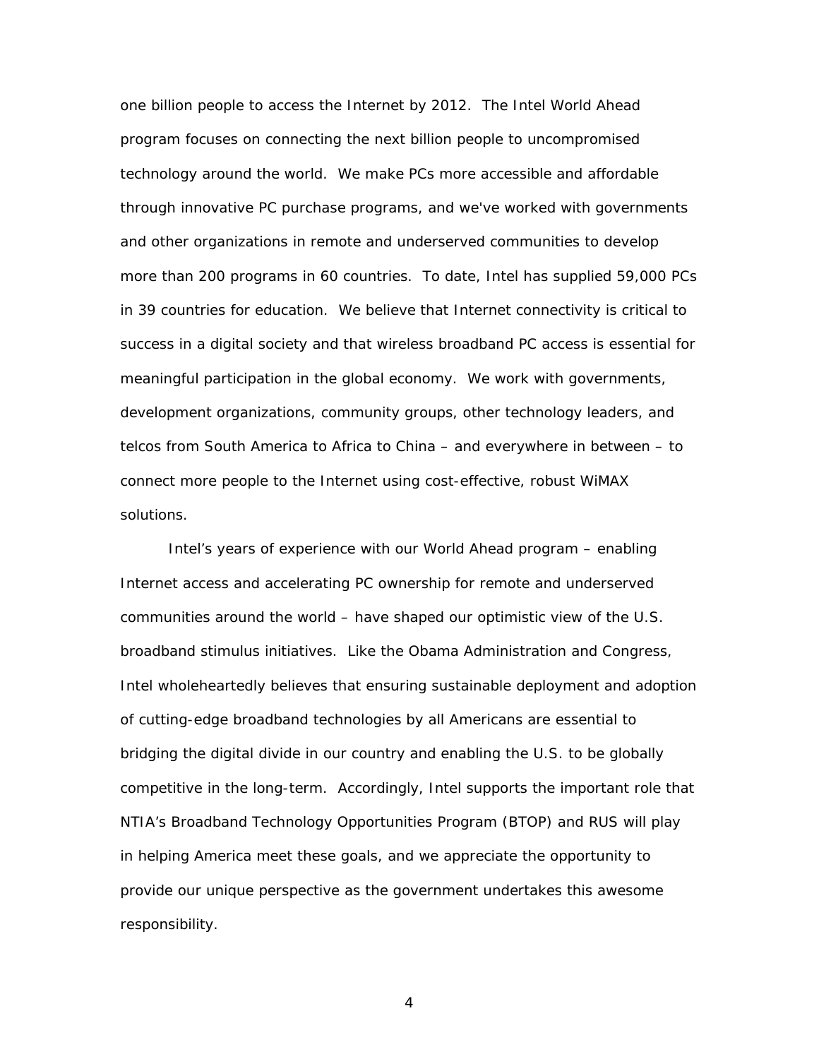one billion people to access the Internet by 2012. The Intel World Ahead program focuses on connecting the next billion people to uncompromised technology around the world. We make PCs more accessible and affordable through innovative PC purchase programs, and we've worked with governments and other organizations in remote and underserved communities to develop more than 200 programs in 60 countries. To date, Intel has supplied 59,000 PCs in 39 countries for education. We believe that Internet connectivity is critical to success in a digital society and that wireless broadband PC access is essential for meaningful participation in the global economy. We work with governments, development organizations, community groups, other technology leaders, and telcos from South America to Africa to China – and everywhere in between – to connect more people to the Internet using cost-effective, robust WiMAX solutions.

Intel's years of experience with our World Ahead program – enabling Internet access and accelerating PC ownership for remote and underserved communities around the world – have shaped our optimistic view of the U.S. broadband stimulus initiatives. Like the Obama Administration and Congress, Intel wholeheartedly believes that ensuring sustainable deployment and adoption of cutting-edge broadband technologies by all Americans are essential to bridging the digital divide in our country and enabling the U.S. to be globally competitive in the long-term. Accordingly, Intel supports the important role that NTIA's Broadband Technology Opportunities Program (BTOP) and RUS will play in helping America meet these goals, and we appreciate the opportunity to provide our unique perspective as the government undertakes this awesome responsibility.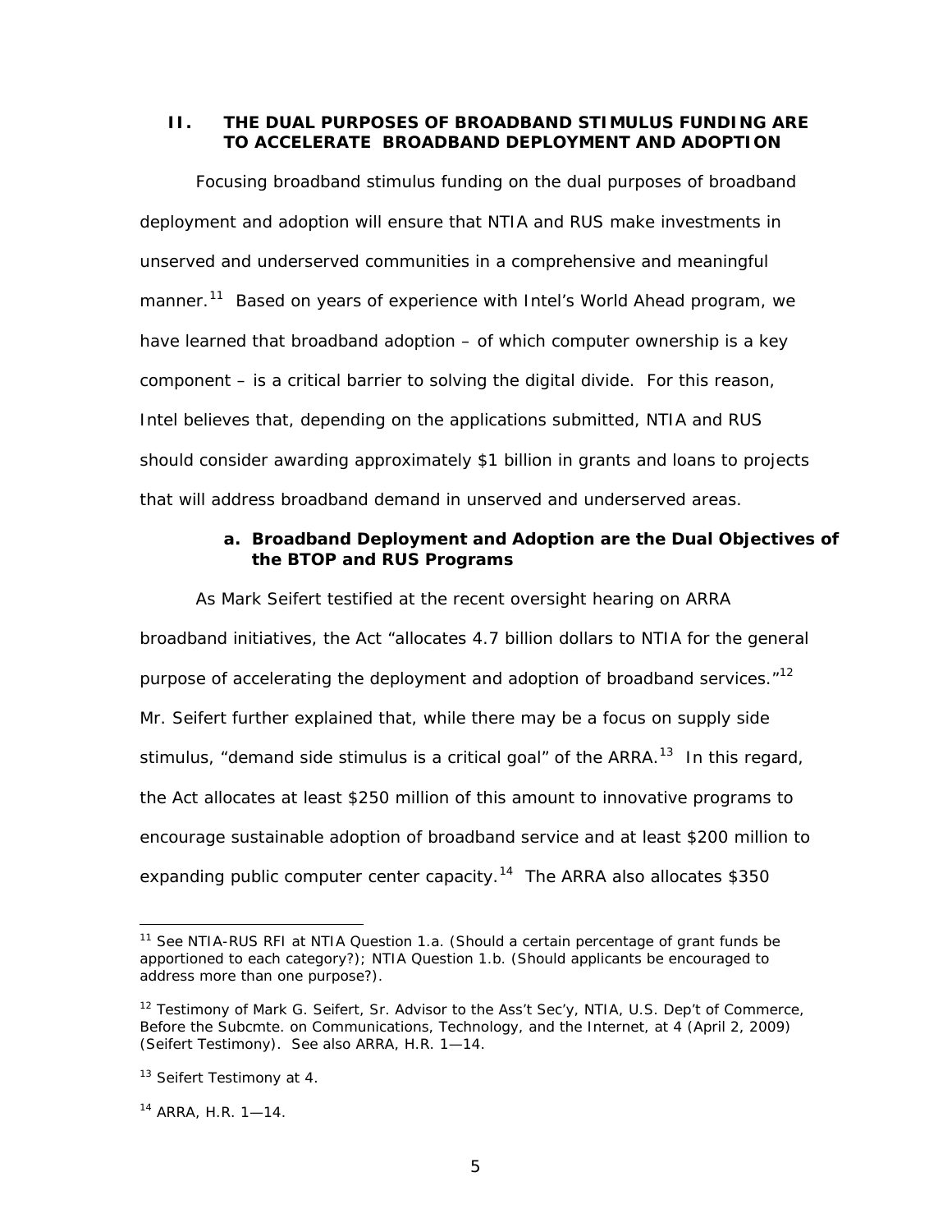## II. THE DUAL PURPOSES OF BROADBAND STIMULUS FUNDING ARE TO ACCELERATE BROADBAND DEPLOYMENT AND ADOPTION

Focusing broadband stimulus funding on the dual purposes of broadband deployment and adoption will ensure that NTIA and RUS make investments in unserved and underserved communities in a comprehensive and meaningful manner.[11] Based on years of experience with Intel's World Ahead program, we have learned that broadband adoption – of which computer ownership is a key component – is a critical barrier to solving the digital divide. For this reason, Intel believes that, depending on the applications submitted, NTIA and RUS should consider awarding approximately $1 billion in grants and loans to projects that will address broadband demand in unserved and underserved areas.

### a. Broadband Deployment and Adoption are the Dual Objectives of the BTOP and RUS Programs

As Mark Seifert testified at the recent oversight hearing on ARRA broadband initiatives, the Act "allocates 4.7 billion dollars to NTIA for the general purpose of accelerating the deployment and adoption of broadband services."[12] Mr. Seifert further explained that, while there may be a focus on supply side stimulus, "demand side stimulus is a critical goal" of the ARRA.[13] In this regard, the Act allocates at least $250 million of this amount to innovative programs to encourage sustainable adoption of broadband service and at least $200 million to expanding public computer center capacity.[14] The ARRA also allocates $350

---

[11] See NTIA-RUS RFI at NTIA Question 1.a. (Should a certain percentage of grant funds be apportioned to each category?); NTIA Question 1.b. (Should applicants be encouraged to address more than one purpose?).

[12] Testimony of Mark G. Seifert, Sr. Advisor to the Ass't Sec'y, NTIA, U.S. Dep't of Commerce, Before the Subcmte. on Communications, Technology, and the Internet, at 4 (April 2, 2009) (Seifert Testimony). See also ARRA, H.R. 1—14.

[13] Seifert Testimony at 4.

[14] ARRA, H.R. 1—14.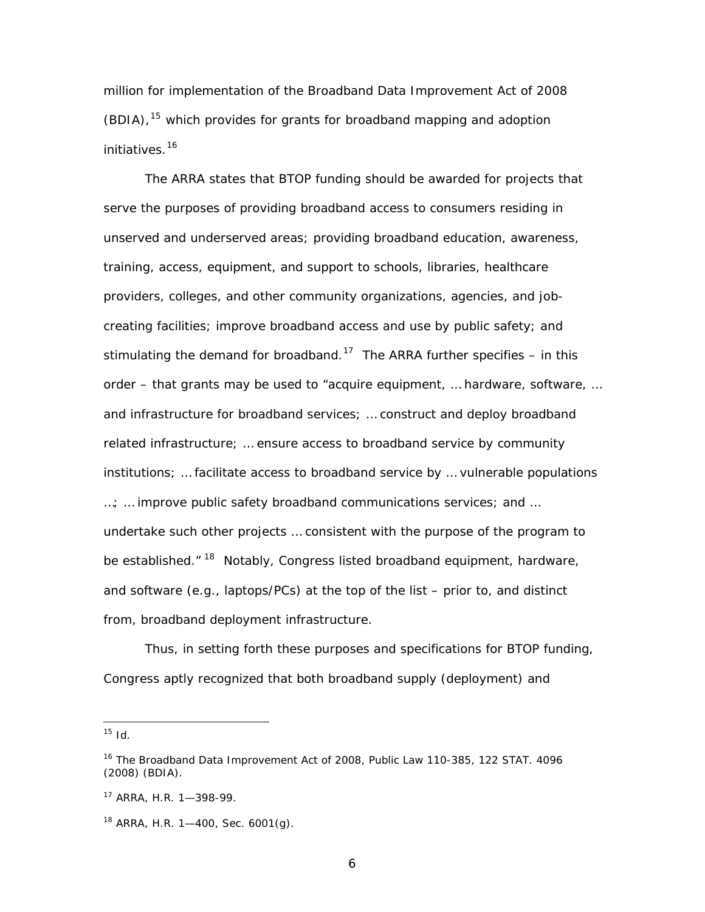million for implementation of the Broadband Data Improvement Act of 2008 (BDIA),[15] which provides for grants for broadband mapping and adoption initiatives.[16]

The ARRA states that BTOP funding should be awarded for projects that serve the purposes of providing broadband access to consumers residing in unserved and underserved areas; providing broadband education, awareness, training, access, equipment, and support to schools, libraries, healthcare providers, colleges, and other community organizations, agencies, and job-creating facilities; improve broadband access and use by public safety; and stimulating the demand for broadband.[17] The ARRA further specifies – in this order – that grants may be used to "acquire equipment, … hardware, software, … and infrastructure for broadband services; … construct and deploy broadband related infrastructure; … ensure access to broadband service by community institutions; … facilitate access to broadband service by … vulnerable populations …; … improve public safety broadband communications services; and … undertake such other projects … consistent with the purpose of the program to be established."[18] Notably, Congress listed broadband equipment, hardware, and software (e.g., laptops/PCs) at the top of the list – prior to, and distinct from, broadband deployment infrastructure.

Thus, in setting forth these purposes and specifications for BTOP funding, Congress aptly recognized that both broadband supply (deployment) and

---

[15] *Id.*

[16] The Broadband Data Improvement Act of 2008, Public Law 110-385, 122 STAT. 4096 (2008) (BDIA).

[17] ARRA, H.R. 1—398-99.

[18] ARRA, H.R. 1—400, Sec. 6001(g).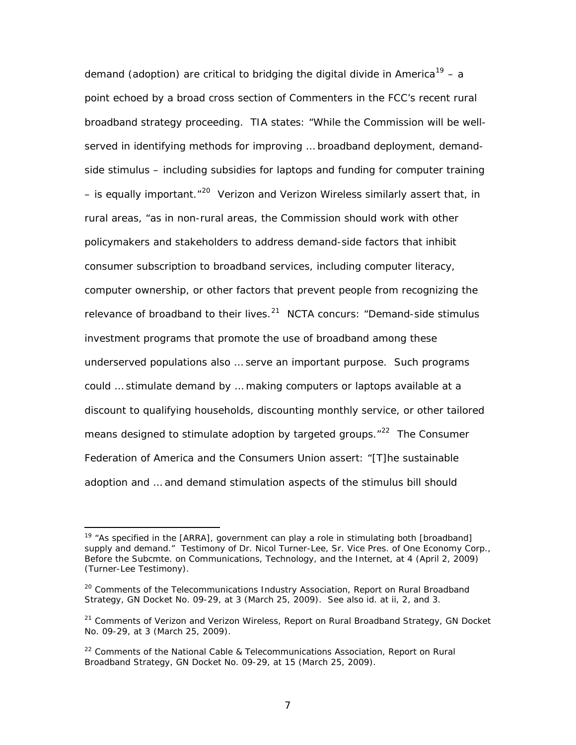demand (adoption) are critical to bridging the digital divide in America[19] – a point echoed by a broad cross section of Commenters in the FCC's recent rural broadband strategy proceeding. TIA states: "While the Commission will be well-served in identifying methods for improving … broadband deployment, demand-side stimulus – including subsidies for laptops and funding for computer training – is equally important."[20] Verizon and Verizon Wireless similarly assert that, in rural areas, "as in non-rural areas, the Commission should work with other policymakers and stakeholders to address demand-side factors that inhibit consumer subscription to broadband services, including computer literacy, computer ownership, or other factors that prevent people from recognizing the relevance of broadband to their lives.[21] NCTA concurs: "Demand-side stimulus investment programs that promote the use of broadband among these underserved populations also … serve an important purpose. Such programs could … stimulate demand by … making computers or laptops available at a discount to qualifying households, discounting monthly service, or other tailored means designed to stimulate adoption by targeted groups."[22] The Consumer Federation of America and the Consumers Union assert: "[T]he sustainable adoption and … and demand stimulation aspects of the stimulus bill should

---

[19] "As specified in the [ARRA], government can play a role in stimulating both [broadband] supply and demand." Testimony of Dr. Nicol Turner-Lee, Sr. Vice Pres. of One Economy Corp., Before the Subcmte. on Communications, Technology, and the Internet, at 4 (April 2, 2009) (Turner-Lee Testimony).

[20] Comments of the Telecommunications Industry Association, Report on Rural Broadband Strategy, GN Docket No. 09-29, at 3 (March 25, 2009). *See also id.* at ii, 2, and 3.

[21] Comments of Verizon and Verizon Wireless, Report on Rural Broadband Strategy, GN Docket No. 09-29, at 3 (March 25, 2009).

[22] Comments of the National Cable & Telecommunications Association, Report on Rural Broadband Strategy, GN Docket No. 09-29, at 15 (March 25, 2009).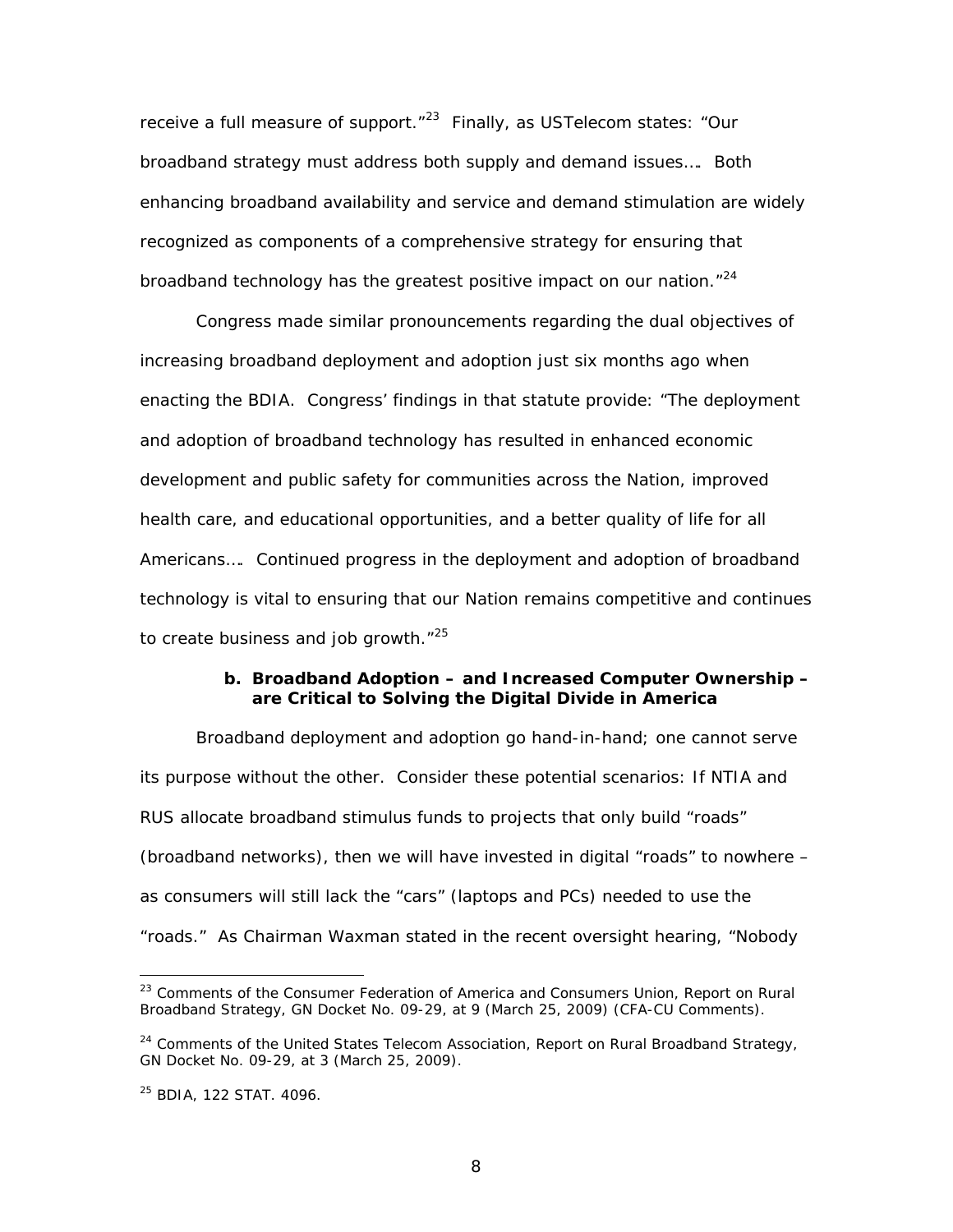receive a full measure of support."[23] Finally, as USTelecom states: "Our broadband strategy must address both supply and demand issues…. Both enhancing broadband availability and service and demand stimulation are widely recognized as components of a comprehensive strategy for ensuring that broadband technology has the greatest positive impact on our nation."[24]

Congress made similar pronouncements regarding the dual objectives of increasing broadband deployment and adoption just six months ago when enacting the BDIA. Congress' findings in that statute provide: "The deployment and adoption of broadband technology has resulted in enhanced economic development and public safety for communities across the Nation, improved health care, and educational opportunities, and a better quality of life for all Americans…. Continued progress in the deployment and adoption of broadband technology is vital to ensuring that our Nation remains competitive and continues to create business and job growth."[25]

#### b. Broadband Adoption – and Increased Computer Ownership – are Critical to Solving the Digital Divide in America

Broadband deployment and adoption go hand-in-hand; one cannot serve its purpose without the other. Consider these potential scenarios: If NTIA and RUS allocate broadband stimulus funds to projects that only build "roads" (broadband networks), then we will have invested in digital "roads" to nowhere – as consumers will still lack the "cars" (laptops and PCs) needed to use the "roads." As Chairman Waxman stated in the recent oversight hearing, "Nobody

---

[23] Comments of the Consumer Federation of America and Consumers Union, Report on Rural Broadband Strategy, GN Docket No. 09-29, at 9 (March 25, 2009) (CFA-CU Comments).

[24] Comments of the United States Telecom Association, Report on Rural Broadband Strategy, GN Docket No. 09-29, at 3 (March 25, 2009).

[25] BDIA, 122 STAT. 4096.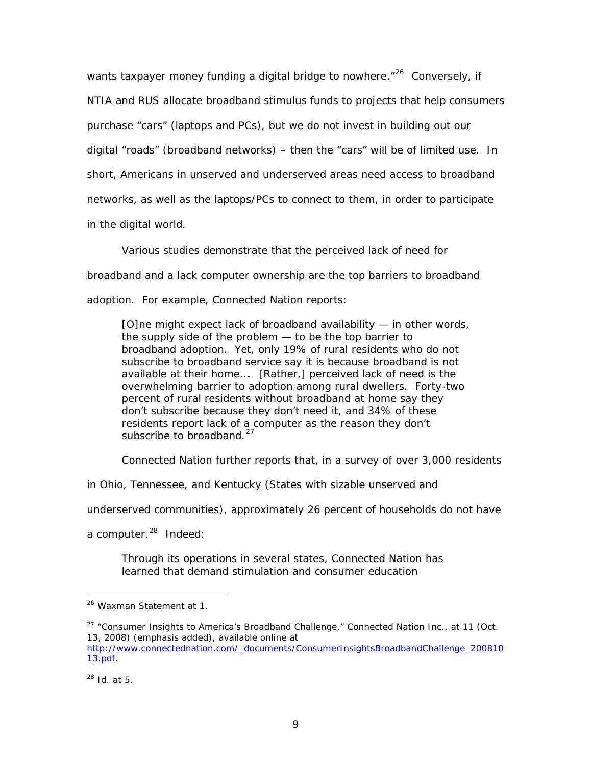wants taxpayer money funding a digital bridge to nowhere."[26] Conversely, if NTIA and RUS allocate broadband stimulus funds to projects that help consumers purchase "cars" (laptops and PCs), but we do not invest in building out our digital "roads" (broadband networks) – then the "cars" will be of limited use. In short, Americans in unserved and underserved areas need access to broadband networks, as well as the laptops/PCs to connect to them, in order to participate in the digital world.

Various studies demonstrate that the perceived lack of need for broadband and a lack computer ownership are the top barriers to broadband adoption. For example, Connected Nation reports:

> [O]ne might expect lack of broadband availability — in other words, the supply side of the problem — to be the top barrier to broadband adoption. Yet, only 19% of rural residents who do not subscribe to broadband service say it is because broadband is not available at their home…. [Rather,] perceived lack of need is the overwhelming barrier to adoption among rural dwellers. Forty-two percent of rural residents without broadband at home say they don't subscribe because they don't need it, and 34% of these residents report lack of a computer as the reason they don't subscribe to broadband.[27]

Connected Nation further reports that, in a survey of over 3,000 residents in Ohio, Tennessee, and Kentucky (States with sizable unserved and underserved communities), approximately 26 percent of households do not have a computer.[28] Indeed:

> Through its operations in several states, Connected Nation has learned that demand stimulation and consumer education

---

[26] Waxman Statement at 1.

[27] "Consumer Insights to America's Broadband Challenge," Connected Nation Inc., at 11 (Oct. 13, 2008) (emphasis added), available online at http://www.connectednation.com/_documents/ConsumerInsightsBroadbandChallenge_20081013.pdf.

[28] *Id.* at 5.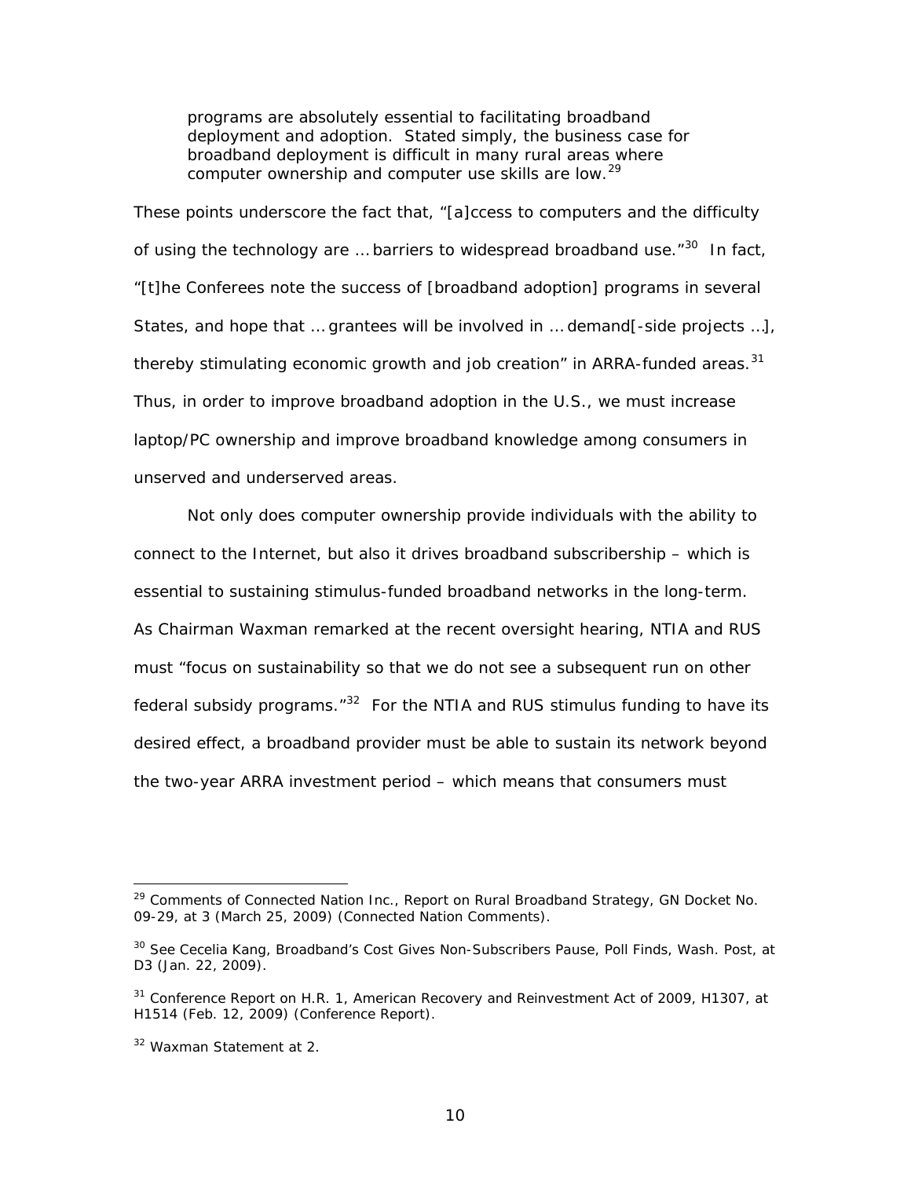> programs are absolutely essential to facilitating broadband deployment and adoption. Stated simply, the business case for broadband deployment is difficult in many rural areas where computer ownership and computer use skills are low.[29]

These points underscore the fact that, "[a]ccess to computers and the difficulty of using the technology are … barriers to widespread broadband use."[30] In fact, "[t]he Conferees note the success of [broadband adoption] programs in several States, and hope that … grantees will be involved in … demand[-side projects …], thereby stimulating economic growth and job creation" in ARRA-funded areas.[31] Thus, in order to improve broadband adoption in the U.S., we must increase laptop/PC ownership and improve broadband knowledge among consumers in unserved and underserved areas.

Not only does computer ownership provide individuals with the ability to connect to the Internet, but also it drives broadband subscribership – which is essential to sustaining stimulus-funded broadband networks in the long-term. As Chairman Waxman remarked at the recent oversight hearing, NTIA and RUS must "focus on sustainability so that we do not see a subsequent run on other federal subsidy programs."[32] For the NTIA and RUS stimulus funding to have its desired effect, a broadband provider must be able to sustain its network beyond the two-year ARRA investment period – which means that consumers must

---

[29] Comments of Connected Nation Inc., Report on Rural Broadband Strategy, GN Docket No. 09-29, at 3 (March 25, 2009) (Connected Nation Comments).

[30] *See* Cecelia Kang, Broadband's Cost Gives Non-Subscribers Pause, Poll Finds, Wash. Post, at D3 (Jan. 22, 2009).

[31] Conference Report on H.R. 1, American Recovery and Reinvestment Act of 2009, H1307, at H1514 (Feb. 12, 2009) (Conference Report).

[32] Waxman Statement at 2.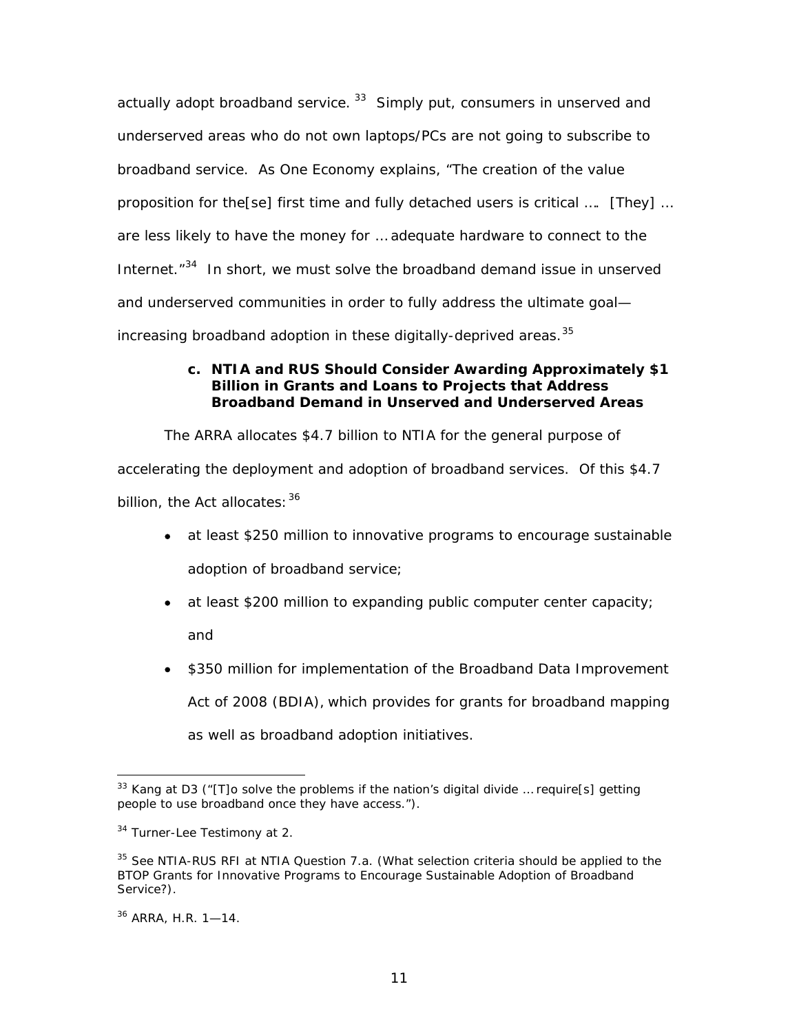actually adopt broadband service.[33] Simply put, consumers in unserved and underserved areas who do not own laptops/PCs are not going to subscribe to broadband service. As One Economy explains, "The creation of the value proposition for the[se] first time and fully detached users is critical …. [They] … are less likely to have the money for … adequate hardware to connect to the Internet."[34] In short, we must solve the broadband demand issue in unserved and underserved communities in order to fully address the ultimate goal—increasing broadband adoption in these digitally-deprived areas.[35]

**c. NTIA and RUS Should Consider Awarding Approximately $1 Billion in Grants and Loans to Projects that Address Broadband Demand in Unserved and Underserved Areas**

The ARRA allocates $4.7 billion to NTIA for the general purpose of accelerating the deployment and adoption of broadband services. Of this $4.7 billion, the Act allocates:[36]

- at least $250 million to innovative programs to encourage sustainable adoption of broadband service;
- at least $200 million to expanding public computer center capacity; and
- $350 million for implementation of the Broadband Data Improvement Act of 2008 (BDIA), which provides for grants for broadband mapping as well as broadband adoption initiatives.

---

[33] Kang at D3 ("[T]o solve the problems if the nation's digital divide … require[s] getting people to use broadband once they have access.").

[34] Turner-Lee Testimony at 2.

[35] See NTIA-RUS RFI at NTIA Question 7.a. (What selection criteria should be applied to the BTOP Grants for Innovative Programs to Encourage Sustainable Adoption of Broadband Service?).

[36] ARRA, H.R. 1—14.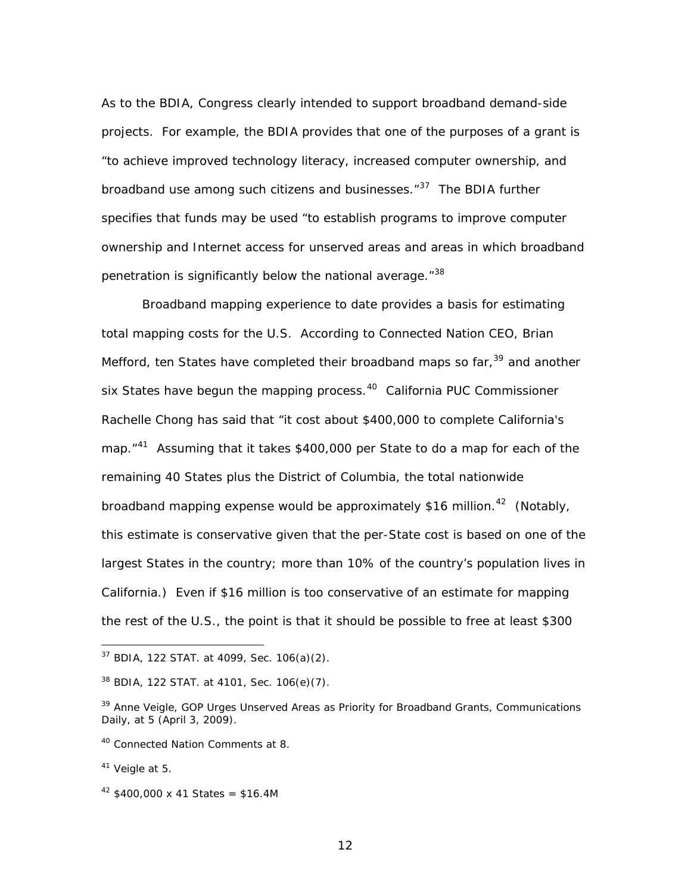As to the BDIA, Congress clearly intended to support broadband demand-side projects. For example, the BDIA provides that one of the purposes of a grant is "to achieve improved technology literacy, increased computer ownership, and broadband use among such citizens and businesses."[37] The BDIA further specifies that funds may be used "to establish programs to improve computer ownership and Internet access for unserved areas and areas in which broadband penetration is significantly below the national average."[38]

Broadband mapping experience to date provides a basis for estimating total mapping costs for the U.S. According to Connected Nation CEO, Brian Mefford, ten States have completed their broadband maps so far,[39] and another six States have begun the mapping process.[40] California PUC Commissioner Rachelle Chong has said that "it cost about $400,000 to complete California's map."[41] Assuming that it takes $400,000 per State to do a map for each of the remaining 40 States plus the District of Columbia, the total nationwide broadband mapping expense would be approximately $16 million.[42] (Notably, this estimate is conservative given that the per-State cost is based on one of the largest States in the country; more than 10% of the country's population lives in California.) Even if $16 million is too conservative of an estimate for mapping the rest of the U.S., the point is that it should be possible to free at least $300

---

[37] BDIA, 122 STAT. at 4099, Sec. 106(a)(2).

[38] BDIA, 122 STAT. at 4101, Sec. 106(e)(7).

[39] Anne Veigle, GOP Urges Unserved Areas as Priority for Broadband Grants, Communications Daily, at 5 (April 3, 2009).

[40] Connected Nation Comments at 8.

[41] Veigle at 5.

[42] $400,000 x 41 States = $16.4M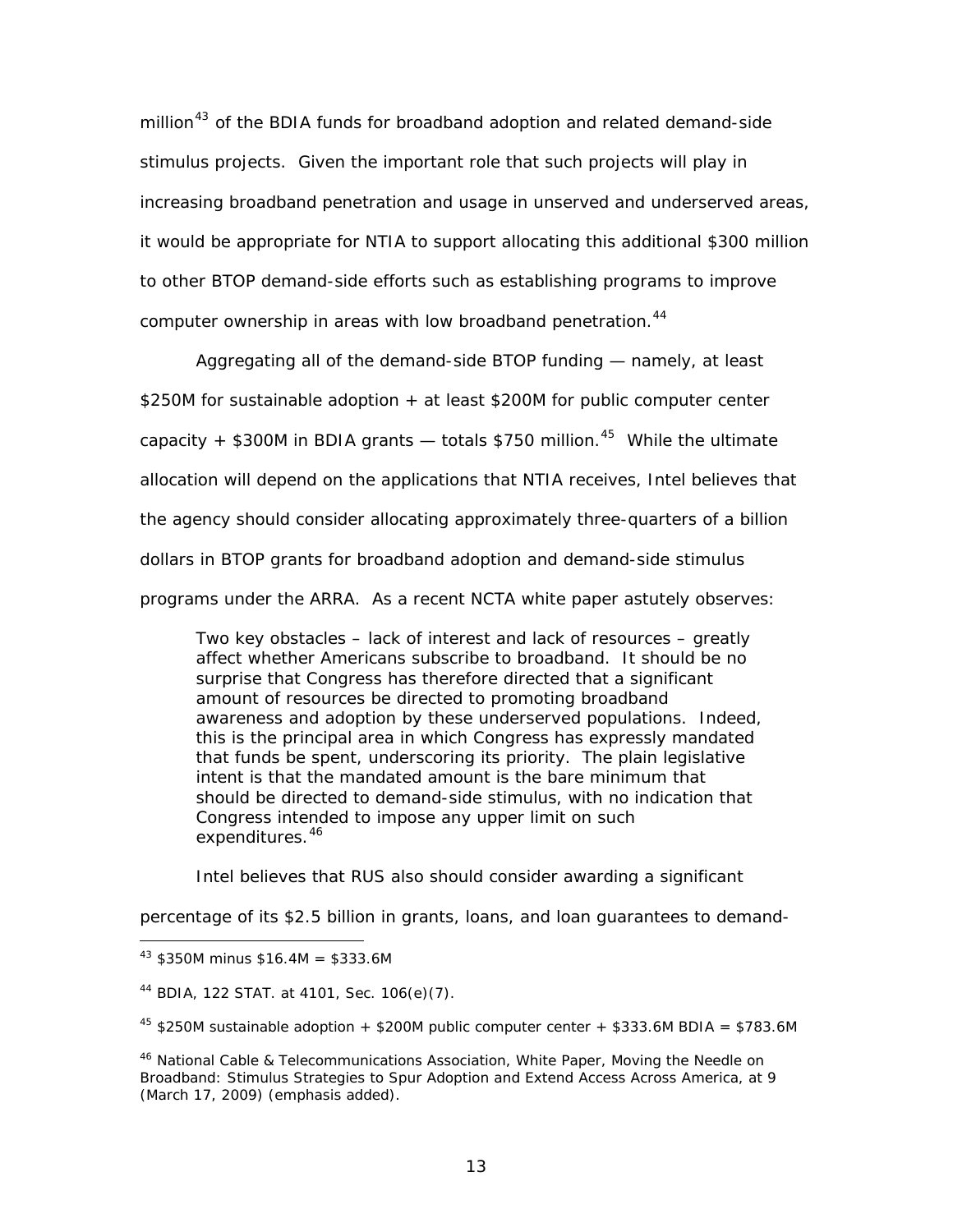million[43] of the BDIA funds for broadband adoption and related demand-side stimulus projects. Given the important role that such projects will play in increasing broadband penetration and usage in unserved and underserved areas, it would be appropriate for NTIA to support allocating this additional $300 million to other BTOP demand-side efforts such as establishing programs to improve computer ownership in areas with low broadband penetration.[44]

Aggregating all of the demand-side BTOP funding — namely, at least $250M for sustainable adoption + at least $200M for public computer center capacity + $300M in BDIA grants — totals $750 million.[45] While the ultimate allocation will depend on the applications that NTIA receives, Intel believes that the agency should consider allocating approximately three-quarters of a billion dollars in BTOP grants for broadband adoption and demand-side stimulus programs under the ARRA. As a recent NCTA white paper astutely observes:

> Two key obstacles – lack of interest and lack of resources – greatly affect whether Americans subscribe to broadband. It should be no surprise that Congress has therefore directed that a significant amount of resources be directed to promoting broadband awareness and adoption by these underserved populations. Indeed, this is the principal area in which Congress has expressly mandated that funds be spent, underscoring its priority. The plain legislative intent is that the mandated amount is the bare minimum that should be directed to demand-side stimulus, with no indication that Congress intended to impose any upper limit on such expenditures.[46]

Intel believes that RUS also should consider awarding a significant percentage of its $2.5 billion in grants, loans, and loan guarantees to demand-

---

[43] $350M minus $16.4M = $333.6M

[44] BDIA, 122 STAT. at 4101, Sec. 106(e)(7).

[45] $250M sustainable adoption + $200M public computer center + $333.6M BDIA = $783.6M

[46] National Cable & Telecommunications Association, White Paper, Moving the Needle on Broadband: Stimulus Strategies to Spur Adoption and Extend Access Across America, at 9 (March 17, 2009) (emphasis added).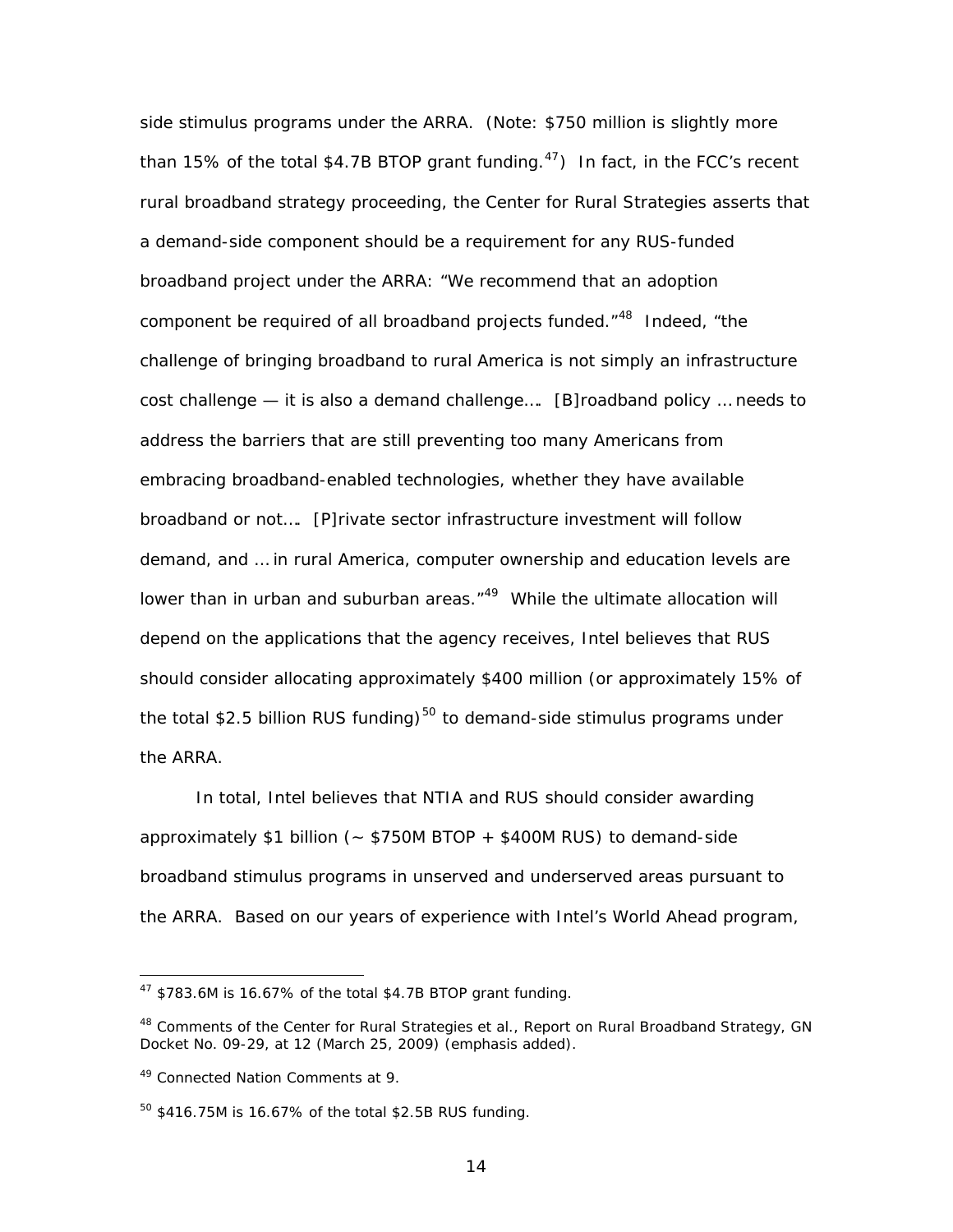side stimulus programs under the ARRA. (Note: $750 million is slightly more than 15% of the total $4.7B BTOP grant funding.[47]) In fact, in the FCC's recent rural broadband strategy proceeding, the Center for Rural Strategies asserts that a demand-side component should be a requirement for any RUS-funded broadband project under the ARRA: "We recommend that an adoption component be required of all broadband projects funded."[48] Indeed, "the challenge of bringing broadband to rural America is not simply an infrastructure cost challenge — it is also a demand challenge…. [B]roadband policy … needs to address the barriers that are still preventing too many Americans from embracing broadband-enabled technologies, whether they have available broadband or not…. [P]rivate sector infrastructure investment will follow demand, and … in rural America, computer ownership and education levels are lower than in urban and suburban areas."[49] While the ultimate allocation will depend on the applications that the agency receives, Intel believes that RUS should consider allocating approximately $400 million (or approximately 15% of the total $2.5 billion RUS funding)[50] to demand-side stimulus programs under the ARRA.

In total, Intel believes that NTIA and RUS should consider awarding approximately $1 billion (~ $750M BTOP + $400M RUS) to demand-side broadband stimulus programs in unserved and underserved areas pursuant to the ARRA. Based on our years of experience with Intel's World Ahead program,

---

[47] $783.6M is 16.67% of the total $4.7B BTOP grant funding.

[48] Comments of the Center for Rural Strategies et al., Report on Rural Broadband Strategy, GN Docket No. 09-29, at 12 (March 25, 2009) (emphasis added).

[49] Connected Nation Comments at 9.

[50] $416.75M is 16.67% of the total $2.5B RUS funding.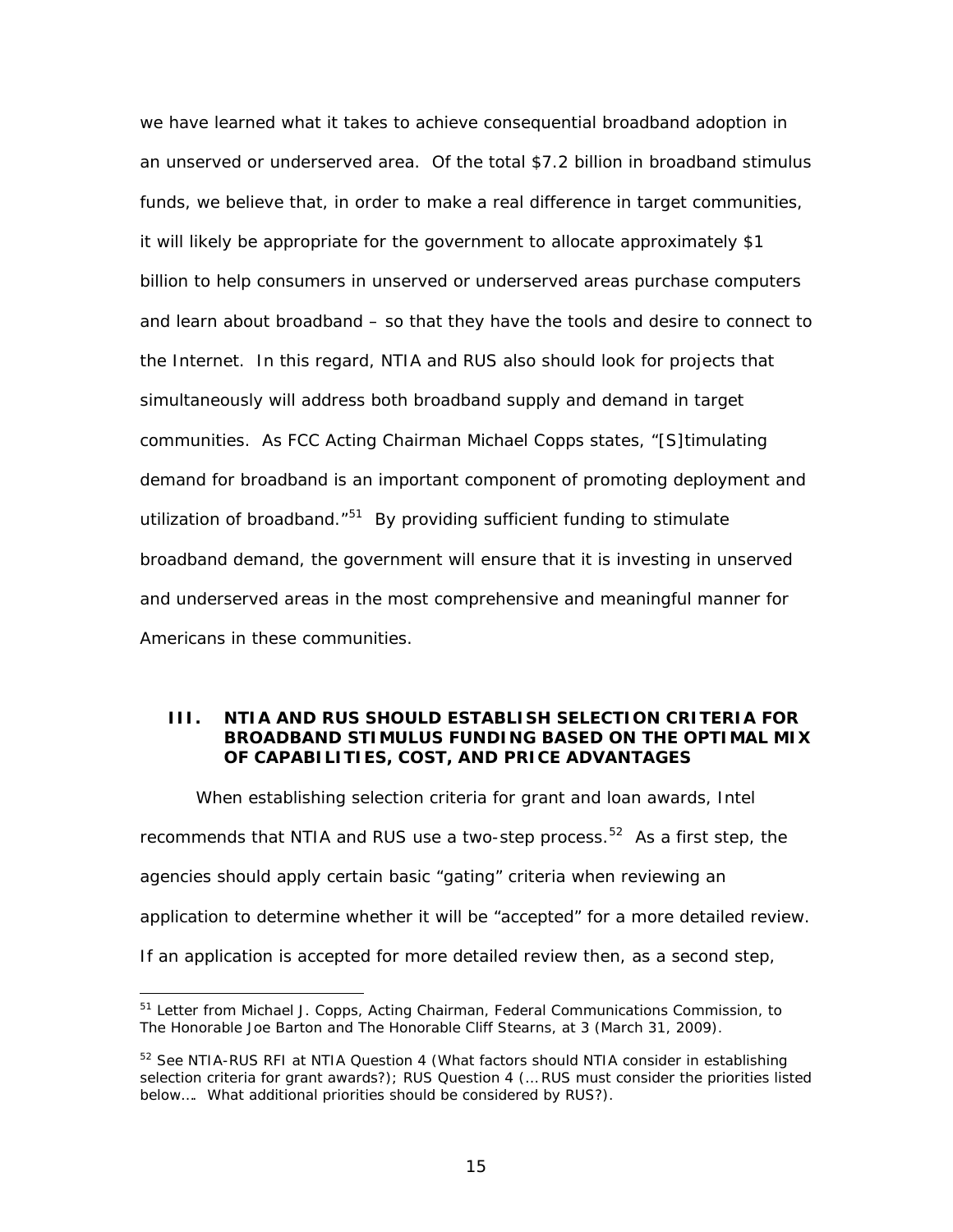we have learned what it takes to achieve consequential broadband adoption in an unserved or underserved area. Of the total $7.2 billion in broadband stimulus funds, we believe that, in order to make a real difference in target communities, it will likely be appropriate for the government to allocate approximately $1 billion to help consumers in unserved or underserved areas purchase computers and learn about broadband – so that they have the tools and desire to connect to the Internet. In this regard, NTIA and RUS also should look for projects that simultaneously will address both broadband supply and demand in target communities. As FCC Acting Chairman Michael Copps states, "[S]timulating demand for broadband is an important component of promoting deployment and utilization of broadband."[51] By providing sufficient funding to stimulate broadband demand, the government will ensure that it is investing in unserved and underserved areas in the most comprehensive and meaningful manner for Americans in these communities.

## III. NTIA AND RUS SHOULD ESTABLISH SELECTION CRITERIA FOR BROADBAND STIMULUS FUNDING BASED ON THE OPTIMAL MIX OF CAPABILITIES, COST, AND PRICE ADVANTAGES

When establishing selection criteria for grant and loan awards, Intel recommends that NTIA and RUS use a two-step process.[52] As a first step, the agencies should apply certain basic "gating" criteria when reviewing an application to determine whether it will be "accepted" for a more detailed review. If an application is accepted for more detailed review then, as a second step,

---

[51] Letter from Michael J. Copps, Acting Chairman, Federal Communications Commission, to The Honorable Joe Barton and The Honorable Cliff Stearns, at 3 (March 31, 2009).

[52] See NTIA-RUS RFI at NTIA Question 4 (What factors should NTIA consider in establishing selection criteria for grant awards?); RUS Question 4 (… RUS must consider the priorities listed below…. What additional priorities should be considered by RUS?).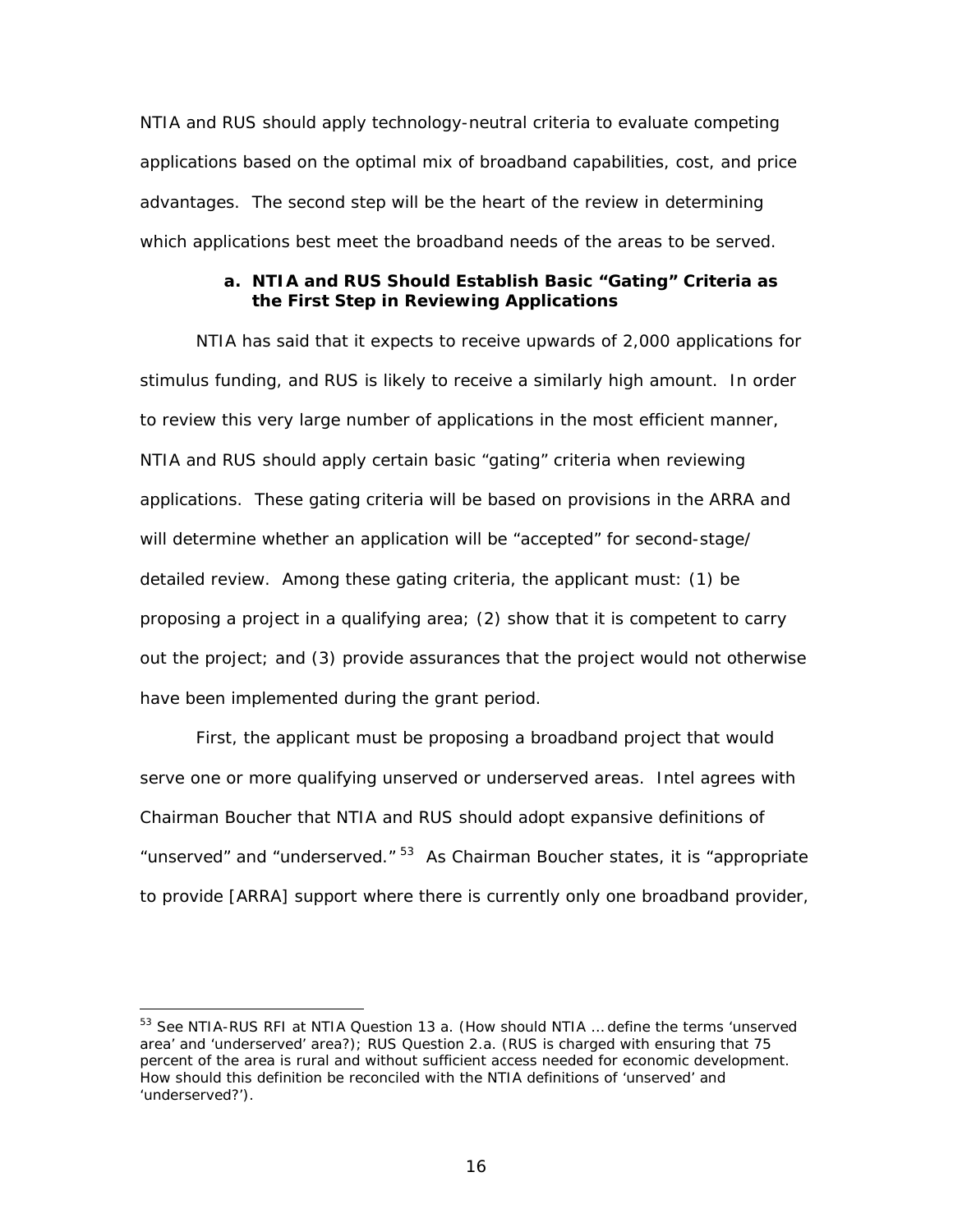NTIA and RUS should apply technology-neutral criteria to evaluate competing applications based on the optimal mix of broadband capabilities, cost, and price advantages. The second step will be the heart of the review in determining which applications best meet the broadband needs of the areas to be served.

#### a. NTIA and RUS Should Establish Basic "Gating" Criteria as the First Step in Reviewing Applications

NTIA has said that it expects to receive upwards of 2,000 applications for stimulus funding, and RUS is likely to receive a similarly high amount. In order to review this very large number of applications in the most efficient manner, NTIA and RUS should apply certain basic "gating" criteria when reviewing applications. These gating criteria will be based on provisions in the ARRA and will determine whether an application will be "accepted" for second-stage/ detailed review. Among these gating criteria, the applicant must: (1) be proposing a project in a qualifying area; (2) show that it is competent to carry out the project; and (3) provide assurances that the project would not otherwise have been implemented during the grant period.

First, the applicant must be proposing a broadband project that would serve one or more qualifying unserved or underserved areas. Intel agrees with Chairman Boucher that NTIA and RUS should adopt expansive definitions of "unserved" and "underserved."[53] As Chairman Boucher states, it is "appropriate to provide [ARRA] support where there is currently only one broadband provider,

---

[53] See NTIA-RUS RFI at NTIA Question 13 a. (How should NTIA … define the terms 'unserved area' and 'underserved' area?); RUS Question 2.a. (RUS is charged with ensuring that 75 percent of the area is rural and without sufficient access needed for economic development. How should this definition be reconciled with the NTIA definitions of 'unserved' and 'underserved?').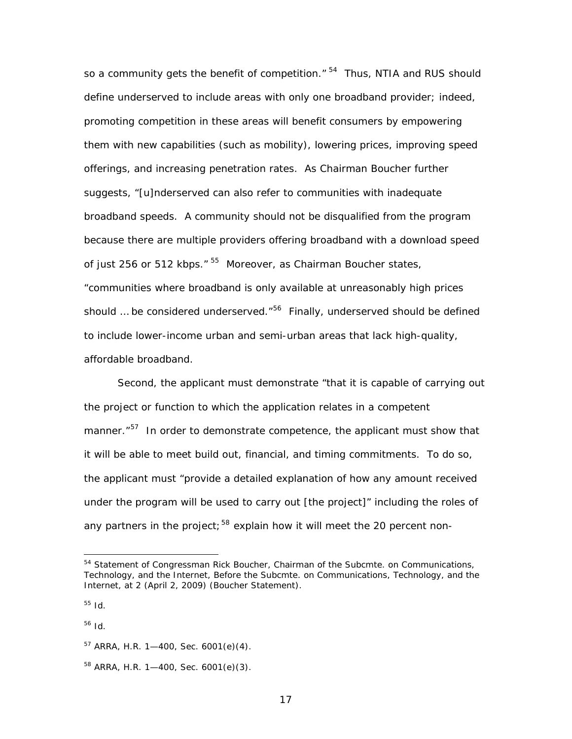so a community gets the benefit of competition."[54] Thus, NTIA and RUS should define underserved to include areas with only one broadband provider; indeed, promoting competition in these areas will benefit consumers by empowering them with new capabilities (such as mobility), lowering prices, improving speed offerings, and increasing penetration rates. As Chairman Boucher further suggests, "[u]nderserved can also refer to communities with inadequate broadband speeds. A community should not be disqualified from the program because there are multiple providers offering broadband with a download speed of just 256 or 512 kbps."[55] Moreover, as Chairman Boucher states, "communities where broadband is only available at unreasonably high prices should … be considered underserved."[56] Finally, underserved should be defined to include lower-income urban and semi-urban areas that lack high-quality, affordable broadband.

Second, the applicant must demonstrate "that it is capable of carrying out the project or function to which the application relates in a competent manner."[57] In order to demonstrate competence, the applicant must show that it will be able to meet build out, financial, and timing commitments. To do so, the applicant must "provide a detailed explanation of how any amount received under the program will be used to carry out [the project]" including the roles of any partners in the project;[58] explain how it will meet the 20 percent non-

---

[54] Statement of Congressman Rick Boucher, Chairman of the Subcmte. on Communications, Technology, and the Internet, Before the Subcmte. on Communications, Technology, and the Internet, at 2 (April 2, 2009) (Boucher Statement).

[55] *Id.*

[56] *Id.*

[57] ARRA, H.R. 1—400, Sec. 6001(e)(4).

[58] ARRA, H.R. 1—400, Sec. 6001(e)(3).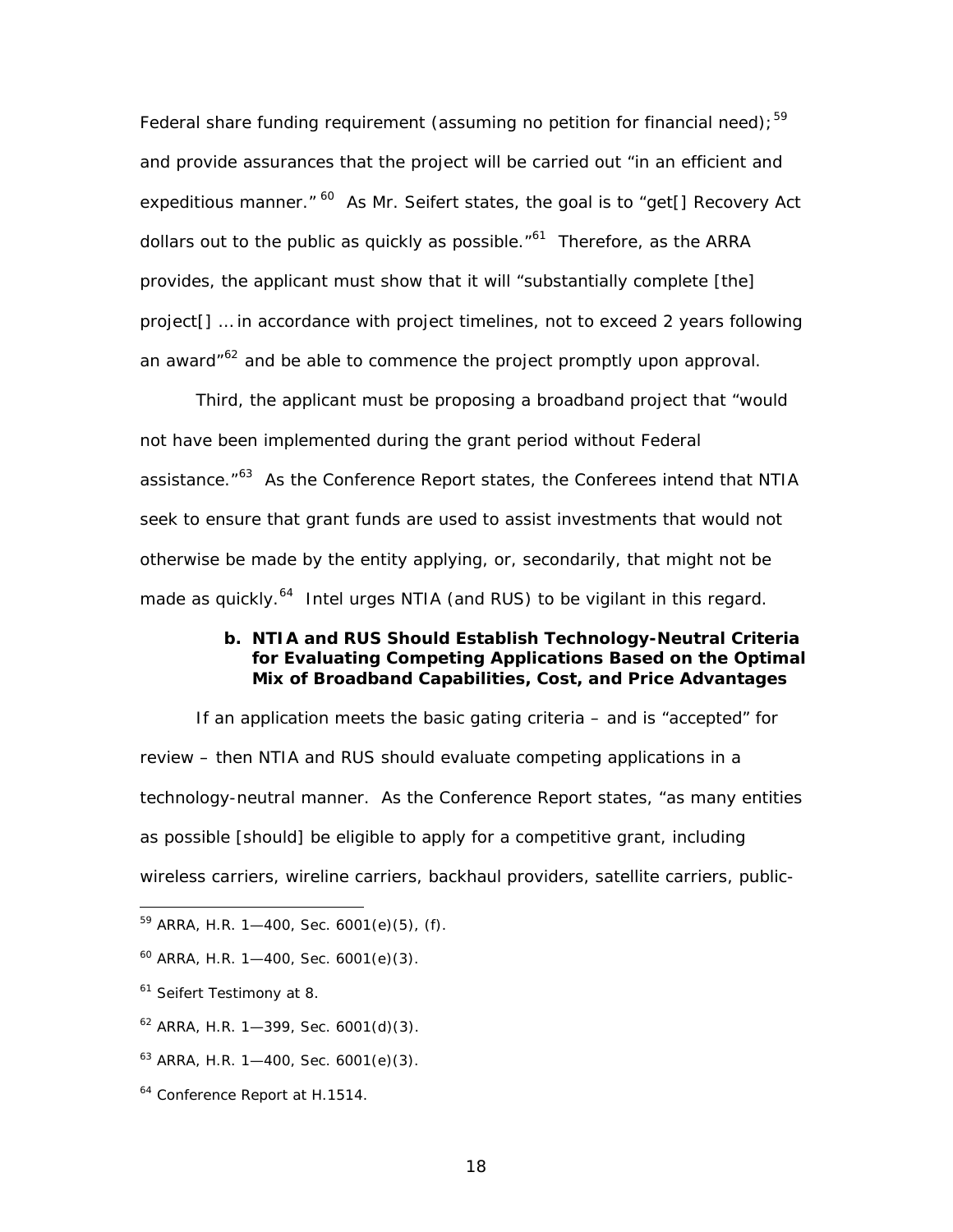Federal share funding requirement (assuming no petition for financial need);[59] and provide assurances that the project will be carried out "in an efficient and expeditious manner."[60] As Mr. Seifert states, the goal is to "get[] Recovery Act dollars out to the public as quickly as possible."[61] Therefore, as the ARRA provides, the applicant must show that it will "substantially complete [the] project[] … in accordance with project timelines, not to exceed 2 years following an award"[62] and be able to commence the project promptly upon approval.

Third, the applicant must be proposing a broadband project that "would not have been implemented during the grant period without Federal assistance."[63] As the Conference Report states, the Conferees intend that NTIA seek to ensure that grant funds are used to assist investments that would not otherwise be made by the entity applying, or, secondarily, that might not be made as quickly.[64] Intel urges NTIA (and RUS) to be vigilant in this regard.

**b. NTIA and RUS Should Establish Technology-Neutral Criteria for Evaluating Competing Applications Based on the Optimal Mix of Broadband Capabilities, Cost, and Price Advantages**

If an application meets the basic gating criteria – and is "accepted" for review – then NTIA and RUS should evaluate competing applications in a technology-neutral manner. As the Conference Report states, "as many entities as possible [should] be eligible to apply for a competitive grant, including wireless carriers, wireline carriers, backhaul providers, satellite carriers, public-

---

[59] ARRA, H.R. 1—400, Sec. 6001(e)(5), (f).

[60] ARRA, H.R. 1—400, Sec. 6001(e)(3).

[61] Seifert Testimony at 8.

[62] ARRA, H.R. 1—399, Sec. 6001(d)(3).

[63] ARRA, H.R. 1—400, Sec. 6001(e)(3).

[64] Conference Report at H.1514.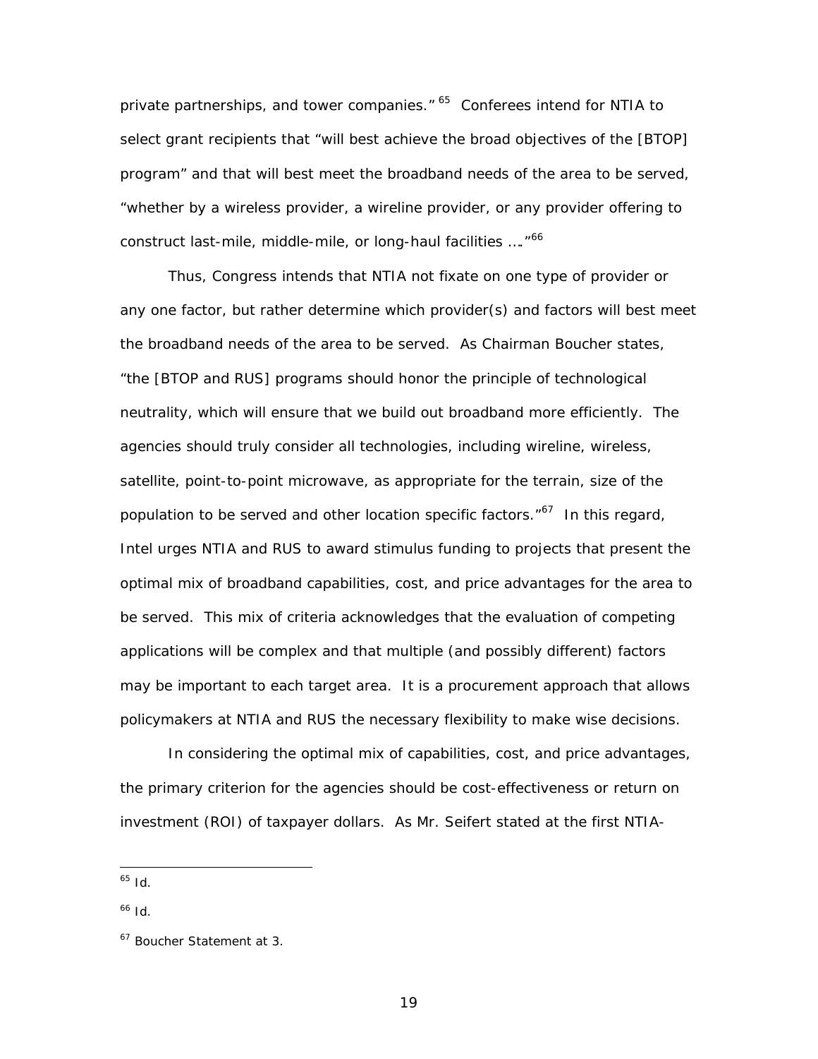private partnerships, and tower companies."[65] Conferees intend for NTIA to select grant recipients that "will best achieve the broad objectives of the [BTOP] program" and that will best meet the broadband needs of the area to be served, "whether by a wireless provider, a wireline provider, or any provider offering to construct last-mile, middle-mile, or long-haul facilities …."[66]

Thus, Congress intends that NTIA not fixate on one type of provider or any one factor, but rather determine which provider(s) and factors will best meet the broadband needs of the area to be served. As Chairman Boucher states, "the [BTOP and RUS] programs should honor the principle of technological neutrality, which will ensure that we build out broadband more efficiently. The agencies should truly consider all technologies, including wireline, wireless, satellite, point-to-point microwave, as appropriate for the terrain, size of the population to be served and other location specific factors."[67] In this regard, Intel urges NTIA and RUS to award stimulus funding to projects that present the optimal mix of broadband capabilities, cost, and price advantages for the area to be served. This mix of criteria acknowledges that the evaluation of competing applications will be complex and that multiple (and possibly different) factors may be important to each target area. It is a procurement approach that allows policymakers at NTIA and RUS the necessary flexibility to make wise decisions.

In considering the optimal mix of capabilities, cost, and price advantages, the primary criterion for the agencies should be cost-effectiveness or return on investment (ROI) of taxpayer dollars. As Mr. Seifert stated at the first NTIA-

---

[65] *Id.*

[66] *Id.*

[67] Boucher Statement at 3.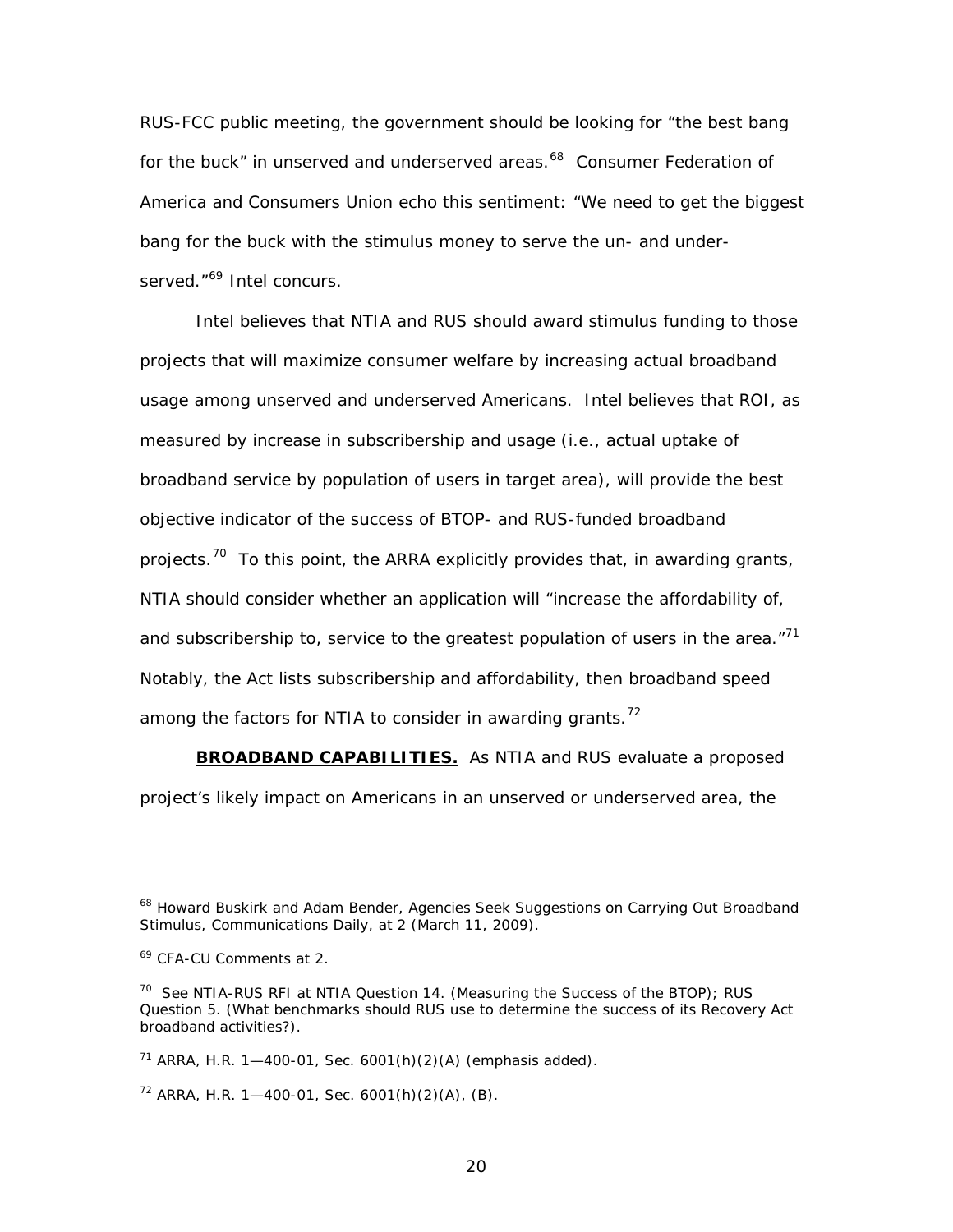RUS-FCC public meeting, the government should be looking for "the best bang for the buck" in unserved and underserved areas.[68] Consumer Federation of America and Consumers Union echo this sentiment: "We need to get the biggest bang for the buck with the stimulus money to serve the un- and under-served."[69] Intel concurs.

Intel believes that NTIA and RUS should award stimulus funding to those projects that will maximize consumer welfare by increasing actual broadband usage among unserved and underserved Americans. Intel believes that ROI, as measured by increase in subscribership and usage (i.e., actual uptake of broadband service by population of users in target area), will provide the best objective indicator of the success of BTOP- and RUS-funded broadband projects.[70] To this point, the ARRA explicitly provides that, in awarding grants, NTIA should consider whether an application will "increase the affordability of, and subscribership to, service to the greatest population of users in the area."[71] Notably, the Act lists subscribership and affordability, then broadband speed among the factors for NTIA to consider in awarding grants.[72]

**BROADBAND CAPABILITIES.** As NTIA and RUS evaluate a proposed project's likely impact on Americans in an unserved or underserved area, the

---

[68] Howard Buskirk and Adam Bender, Agencies Seek Suggestions on Carrying Out Broadband Stimulus, Communications Daily, at 2 (March 11, 2009).

[69] CFA-CU Comments at 2.

[70] See NTIA-RUS RFI at NTIA Question 14. (Measuring the Success of the BTOP); RUS Question 5. (What benchmarks should RUS use to determine the success of its Recovery Act broadband activities?).

[71] ARRA, H.R. 1—400-01, Sec. 6001(h)(2)(A) (emphasis added).

[72] ARRA, H.R. 1—400-01, Sec. 6001(h)(2)(A), (B).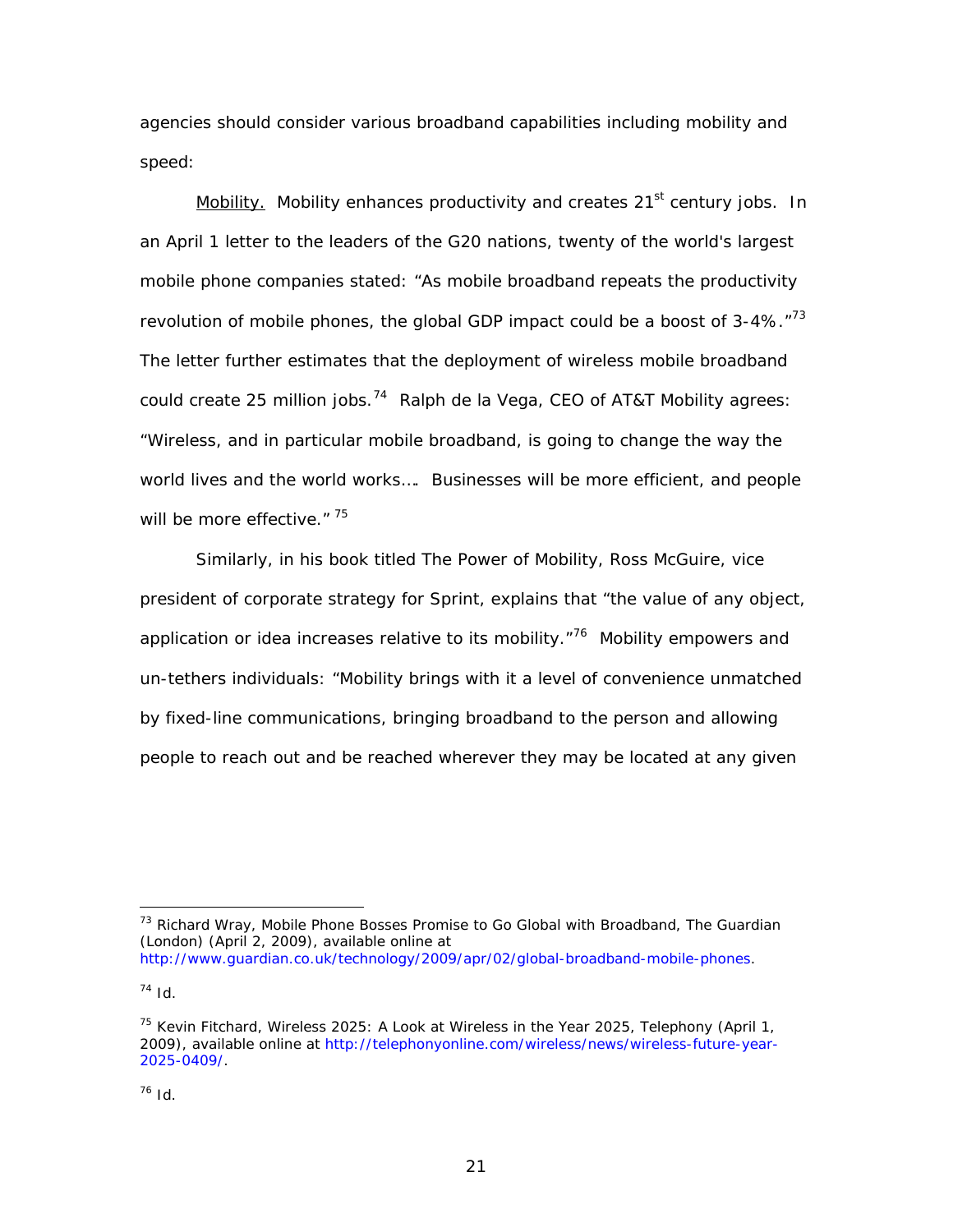agencies should consider various broadband capabilities including mobility and speed:

Mobility. Mobility enhances productivity and creates 21st century jobs. In an April 1 letter to the leaders of the G20 nations, twenty of the world's largest mobile phone companies stated: "As mobile broadband repeats the productivity revolution of mobile phones, the global GDP impact could be a boost of 3-4%."[73] The letter further estimates that the deployment of wireless mobile broadband could create 25 million jobs.[74] Ralph de la Vega, CEO of AT&T Mobility agrees: "Wireless, and in particular mobile broadband, is going to change the way the world lives and the world works…. Businesses will be more efficient, and people will be more effective."[75]

Similarly, in his book titled The Power of Mobility, Ross McGuire, vice president of corporate strategy for Sprint, explains that "the value of any object, application or idea increases relative to its mobility."[76] Mobility empowers and un-tethers individuals: "Mobility brings with it a level of convenience unmatched by fixed-line communications, bringing broadband to the person and allowing people to reach out and be reached wherever they may be located at any given

---

[73] Richard Wray, Mobile Phone Bosses Promise to Go Global with Broadband, The Guardian (London) (April 2, 2009), available online at http://www.guardian.co.uk/technology/2009/apr/02/global-broadband-mobile-phones.

[74] Id.

[75] Kevin Fitchard, Wireless 2025: A Look at Wireless in the Year 2025, Telephony (April 1, 2009), available online at http://telephonyonline.com/wireless/news/wireless-future-year-2025-0409/.

[76] Id.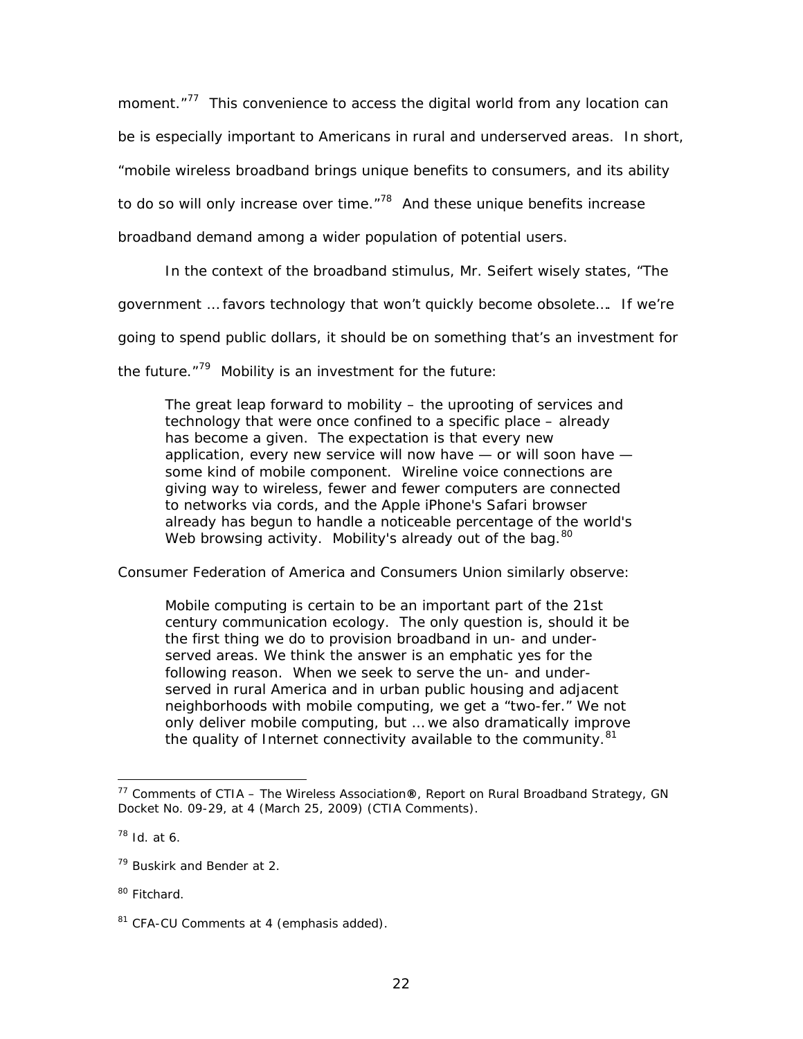moment."[77] This convenience to access the digital world from any location can be is especially important to Americans in rural and underserved areas. In short, "mobile wireless broadband brings unique benefits to consumers, and its ability to do so will only increase over time."[78] And these unique benefits increase broadband demand among a wider population of potential users.

In the context of the broadband stimulus, Mr. Seifert wisely states, "The government … favors technology that won't quickly become obsolete…. If we're going to spend public dollars, it should be on something that's an investment for the future."[79] Mobility is an investment for the future:

> The great leap forward to mobility – the uprooting of services and technology that were once confined to a specific place – already has become a given. The expectation is that every new application, every new service will now have — or will soon have — some kind of mobile component. Wireline voice connections are giving way to wireless, fewer and fewer computers are connected to networks via cords, and the Apple iPhone's Safari browser already has begun to handle a noticeable percentage of the world's Web browsing activity. Mobility's already out of the bag.[80]

Consumer Federation of America and Consumers Union similarly observe:

> Mobile computing is certain to be an important part of the 21st century communication ecology. The only question is, should it be the first thing we do to provision broadband in un- and under-served areas. We think the answer is an emphatic yes for the following reason. When we seek to serve the un- and under-served in rural America and in urban public housing and adjacent neighborhoods with mobile computing, we get a "two-fer." We not only deliver mobile computing, but … we also dramatically improve the quality of Internet connectivity available to the community.[81]

---

[77] Comments of CTIA – The Wireless Association®, Report on Rural Broadband Strategy, GN Docket No. 09-29, at 4 (March 25, 2009) (CTIA Comments).

[78] Id. at 6.

[79] Buskirk and Bender at 2.

[80] Fitchard.

[81] CFA-CU Comments at 4 (emphasis added).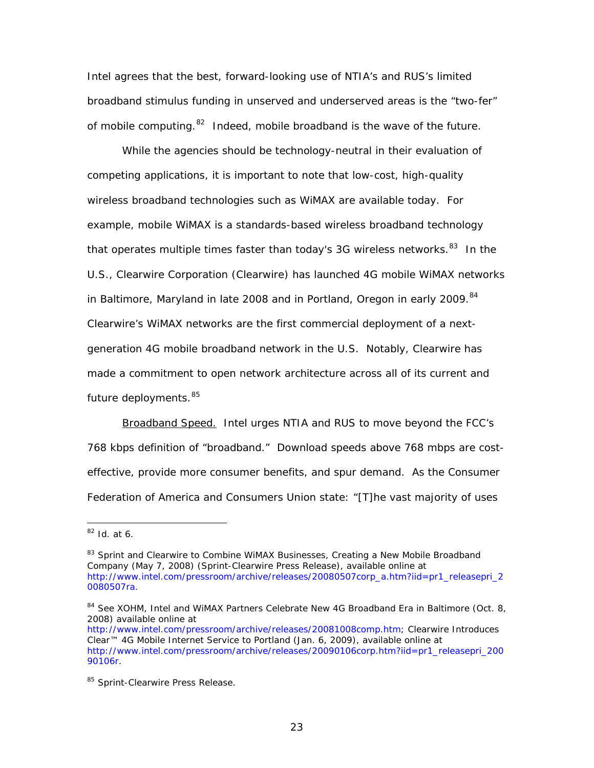Intel agrees that the best, forward-looking use of NTIA's and RUS's limited broadband stimulus funding in unserved and underserved areas is the "two-fer" of mobile computing.[82] Indeed, mobile broadband is the wave of the future.

While the agencies should be technology-neutral in their evaluation of competing applications, it is important to note that low-cost, high-quality wireless broadband technologies such as WiMAX are available today. For example, mobile WiMAX is a standards-based wireless broadband technology that operates multiple times faster than today's 3G wireless networks.[83] In the U.S., Clearwire Corporation (Clearwire) has launched 4G mobile WiMAX networks in Baltimore, Maryland in late 2008 and in Portland, Oregon in early 2009.[84] Clearwire's WiMAX networks are the first commercial deployment of a next-generation 4G mobile broadband network in the U.S. Notably, Clearwire has made a commitment to open network architecture across all of its current and future deployments.[85]

<u>Broadband Speed.</u> Intel urges NTIA and RUS to move beyond the FCC's 768 kbps definition of "broadband." Download speeds above 768 mbps are cost-effective, provide more consumer benefits, and spur demand. As the Consumer Federation of America and Consumers Union state: "[T]he vast majority of uses

---

[82] Id. at 6.

[83] Sprint and Clearwire to Combine WiMAX Businesses, Creating a New Mobile Broadband Company (May 7, 2008) (Sprint-Clearwire Press Release), available online at http://www.intel.com/pressroom/archive/releases/20080507corp_a.htm?iid=pr1_releasepri_20080507ra.

[84] See XOHM, Intel and WiMAX Partners Celebrate New 4G Broadband Era in Baltimore (Oct. 8, 2008) available online at http://www.intel.com/pressroom/archive/releases/20081008comp.htm; Clearwire Introduces Clear™ 4G Mobile Internet Service to Portland (Jan. 6, 2009), available online at http://www.intel.com/pressroom/archive/releases/20090106corp.htm?iid=pr1_releasepri_20090106r.

[85] Sprint-Clearwire Press Release.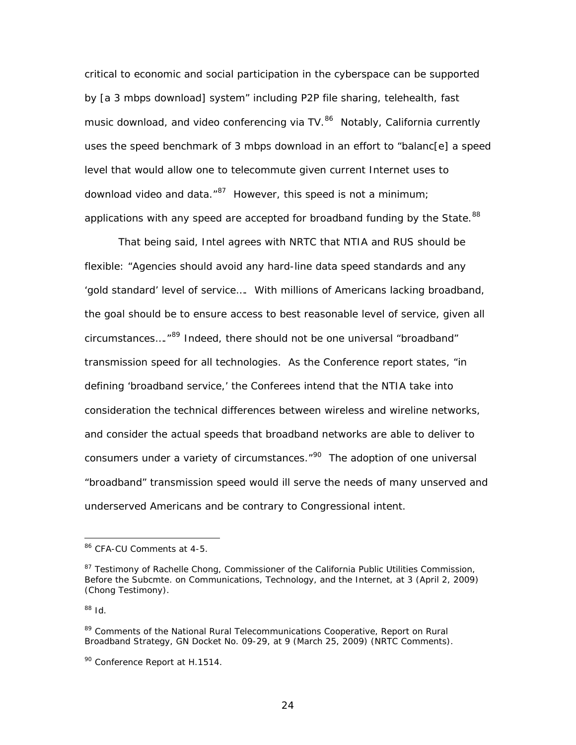critical to economic and social participation in the cyberspace can be supported by [a 3 mbps download] system" including P2P file sharing, telehealth, fast music download, and video conferencing via TV.[86] Notably, California currently uses the speed benchmark of 3 mbps download in an effort to "balanc[e] a speed level that would allow one to telecommute given current Internet uses to download video and data."[87] However, this speed is not a minimum; applications with any speed are accepted for broadband funding by the State.[88]

That being said, Intel agrees with NRTC that NTIA and RUS should be flexible: "Agencies should avoid any hard-line data speed standards and any 'gold standard' level of service…. With millions of Americans lacking broadband, the goal should be to ensure access to best reasonable level of service, given all circumstances…."[89] Indeed, there should not be one universal "broadband" transmission speed for all technologies. As the Conference report states, "in defining 'broadband service,' the Conferees intend that the NTIA take into consideration the technical differences between wireless and wireline networks, and consider the actual speeds that broadband networks are able to deliver to consumers under a variety of circumstances."[90] The adoption of one universal "broadband" transmission speed would ill serve the needs of many unserved and underserved Americans and be contrary to Congressional intent.

---

[86] CFA-CU Comments at 4-5.

[87] Testimony of Rachelle Chong, Commissioner of the California Public Utilities Commission, Before the Subcmte. on Communications, Technology, and the Internet, at 3 (April 2, 2009) (Chong Testimony).

[88] *Id.*

[89] Comments of the National Rural Telecommunications Cooperative, Report on Rural Broadband Strategy, GN Docket No. 09-29, at 9 (March 25, 2009) (NRTC Comments).

[90] Conference Report at H.1514.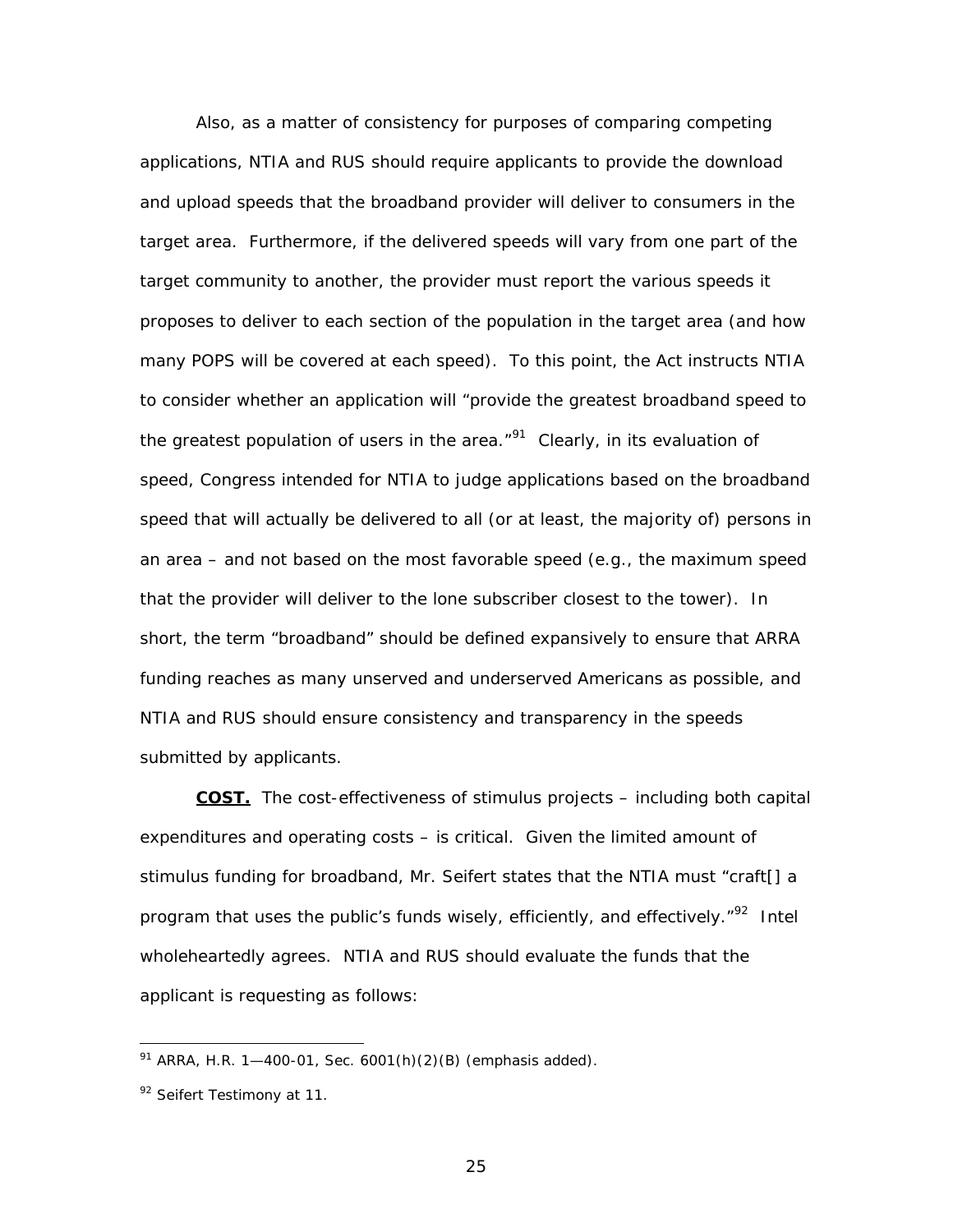Also, as a matter of consistency for purposes of comparing competing applications, NTIA and RUS should require applicants to provide the download and upload speeds that the broadband provider will deliver to consumers in the target area. Furthermore, if the delivered speeds will vary from one part of the target community to another, the provider must report the various speeds it proposes to deliver to each section of the population in the target area (and how many POPS will be covered at each speed). To this point, the Act instructs NTIA to consider whether an application will "provide the greatest broadband speed to the greatest population of users in the area."[91] Clearly, in its evaluation of speed, Congress intended for NTIA to judge applications based on the broadband speed that will actually be delivered to all (or at least, the majority of) persons in an area – and not based on the most favorable speed (e.g., the maximum speed that the provider will deliver to the lone subscriber closest to the tower). In short, the term "broadband" should be defined expansively to ensure that ARRA funding reaches as many unserved and underserved Americans as possible, and NTIA and RUS should ensure consistency and transparency in the speeds submitted by applicants.

**COST.** The cost-effectiveness of stimulus projects – including both capital expenditures and operating costs – is critical. Given the limited amount of stimulus funding for broadband, Mr. Seifert states that the NTIA must "craft[] a program that uses the public's funds wisely, efficiently, and effectively."[92] Intel wholeheartedly agrees. NTIA and RUS should evaluate the funds that the applicant is requesting as follows:

---

[91] ARRA, H.R. 1—400-01, Sec. 6001(h)(2)(B) (emphasis added).

[92] Seifert Testimony at 11.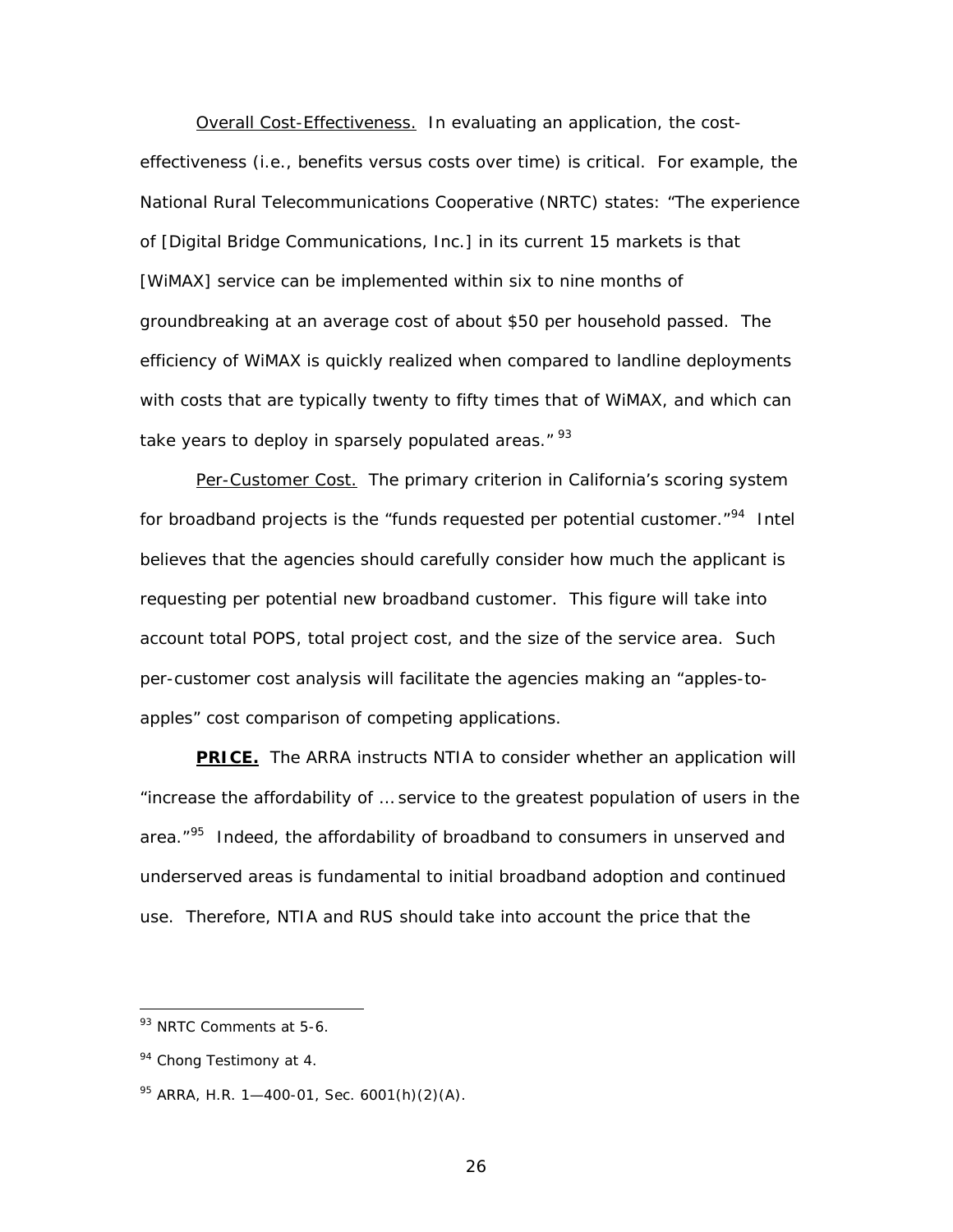Overall Cost-Effectiveness. In evaluating an application, the cost-effectiveness (i.e., benefits versus costs over time) is critical. For example, the National Rural Telecommunications Cooperative (NRTC) states: "The experience of [Digital Bridge Communications, Inc.] in its current 15 markets is that [WiMAX] service can be implemented within six to nine months of groundbreaking at an average cost of about $50 per household passed. The efficiency of WiMAX is quickly realized when compared to landline deployments with costs that are typically twenty to fifty times that of WiMAX, and which can take years to deploy in sparsely populated areas." [93]

Per-Customer Cost. The primary criterion in California's scoring system for broadband projects is the "funds requested per potential customer."[94] Intel believes that the agencies should carefully consider how much the applicant is requesting per potential new broadband customer. This figure will take into account total POPS, total project cost, and the size of the service area. Such per-customer cost analysis will facilitate the agencies making an "apples-to-apples" cost comparison of competing applications.

**PRICE.** The ARRA instructs NTIA to consider whether an application will "increase the affordability of … service to the greatest population of users in the area."[95] Indeed, the affordability of broadband to consumers in unserved and underserved areas is fundamental to initial broadband adoption and continued use. Therefore, NTIA and RUS should take into account the price that the

---

[93] NRTC Comments at 5-6.

[94] Chong Testimony at 4.

[95] ARRA, H.R. 1—400-01, Sec. 6001(h)(2)(A).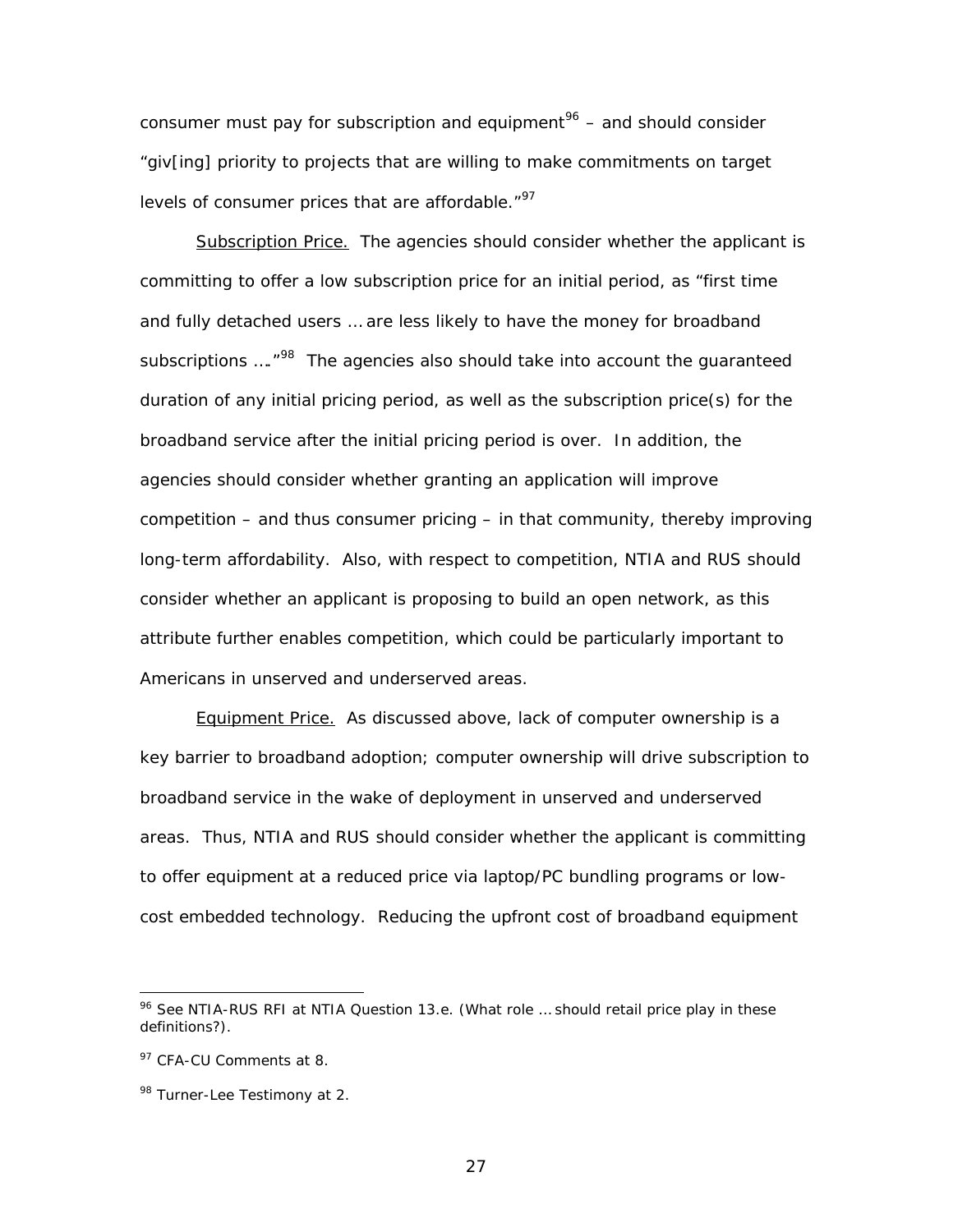consumer must pay for subscription and equipment[96] – and should consider "giv[ing] priority to projects that are willing to make commitments on target levels of consumer prices that are affordable."[97]

Subscription Price. The agencies should consider whether the applicant is committing to offer a low subscription price for an initial period, as "first time and fully detached users … are less likely to have the money for broadband subscriptions …."[98] The agencies also should take into account the guaranteed duration of any initial pricing period, as well as the subscription price(s) for the broadband service after the initial pricing period is over. In addition, the agencies should consider whether granting an application will improve competition – and thus consumer pricing – in that community, thereby improving long-term affordability. Also, with respect to competition, NTIA and RUS should consider whether an applicant is proposing to build an open network, as this attribute further enables competition, which could be particularly important to Americans in unserved and underserved areas.

Equipment Price. As discussed above, lack of computer ownership is a key barrier to broadband adoption; computer ownership will drive subscription to broadband service in the wake of deployment in unserved and underserved areas. Thus, NTIA and RUS should consider whether the applicant is committing to offer equipment at a reduced price via laptop/PC bundling programs or low-cost embedded technology. Reducing the upfront cost of broadband equipment

---

[96] See NTIA-RUS RFI at NTIA Question 13.e. (What role … should retail price play in these definitions?).

[97] CFA-CU Comments at 8.

[98] Turner-Lee Testimony at 2.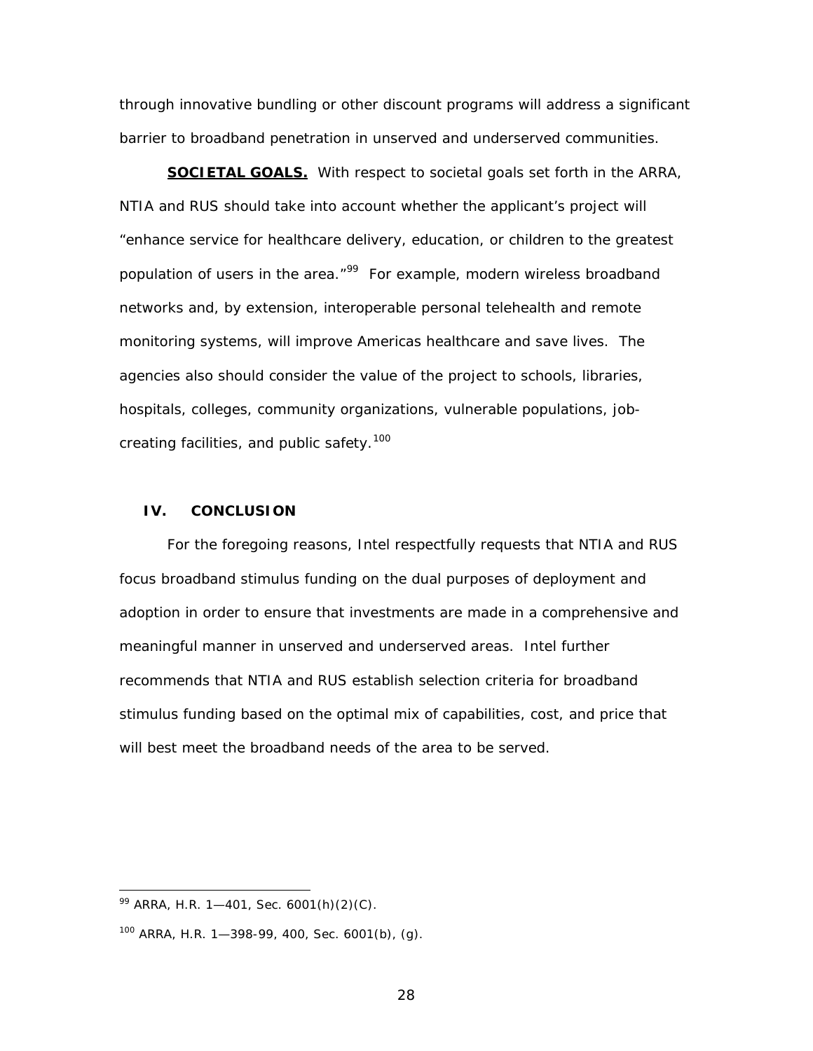through innovative bundling or other discount programs will address a significant barrier to broadband penetration in unserved and underserved communities.

**SOCIETAL GOALS.** With respect to societal goals set forth in the ARRA, NTIA and RUS should take into account whether the applicant's project will "enhance service for healthcare delivery, education, or children to the greatest population of users in the area."[99] For example, modern wireless broadband networks and, by extension, interoperable personal telehealth and remote monitoring systems, will improve Americas healthcare and save lives. The agencies also should consider the value of the project to schools, libraries, hospitals, colleges, community organizations, vulnerable populations, job-creating facilities, and public safety.[100]

## IV. CONCLUSION

For the foregoing reasons, Intel respectfully requests that NTIA and RUS focus broadband stimulus funding on the dual purposes of deployment and adoption in order to ensure that investments are made in a comprehensive and meaningful manner in unserved and underserved areas. Intel further recommends that NTIA and RUS establish selection criteria for broadband stimulus funding based on the optimal mix of capabilities, cost, and price that will best meet the broadband needs of the area to be served.

---

[99] ARRA, H.R. 1—401, Sec. 6001(h)(2)(C).

[100] ARRA, H.R. 1—398-99, 400, Sec. 6001(b), (g).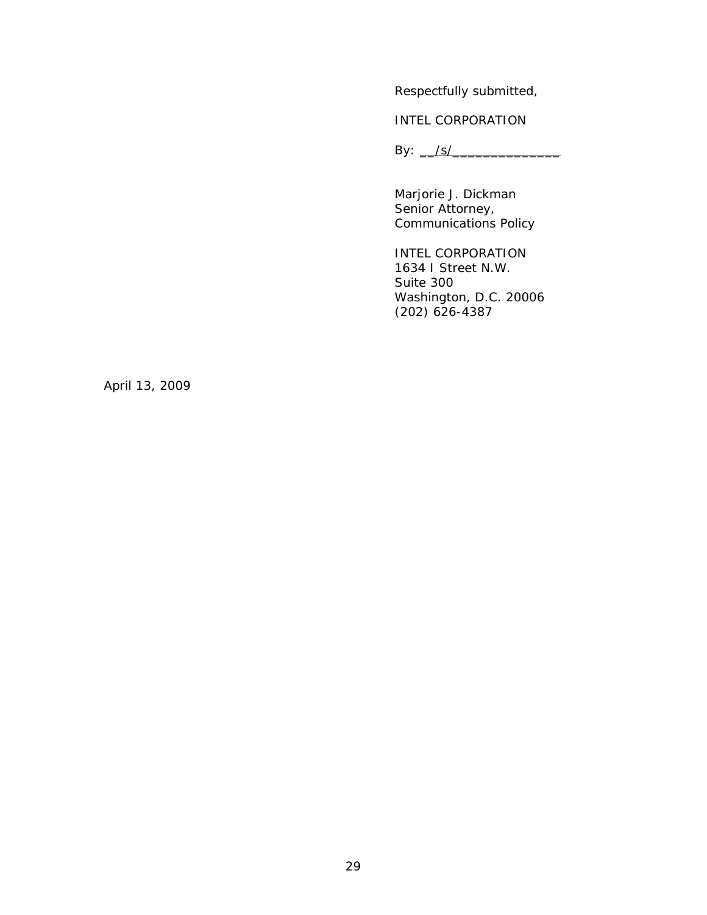Respectfully submitted,

INTEL CORPORATION

By: __/s/_______________

Marjorie J. Dickman
Senior Attorney,
Communications Policy

INTEL CORPORATION
1634 I Street N.W.
Suite 300
Washington, D.C. 20006
(202) 626-4387

April 13, 2009